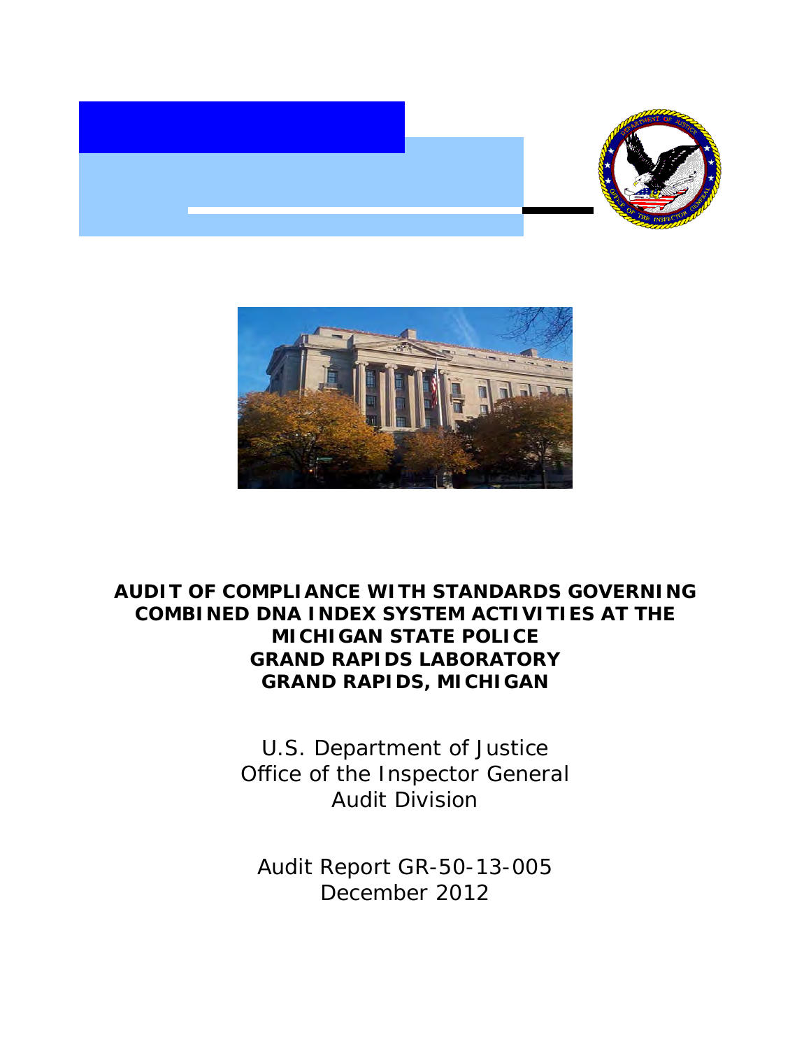# AUDIT OF COMPLIANCE WITH STANDARDS GOVERNING COMBINED DNA INDEX SYSTEM ACTIVITIES AT THE MICHIGAN STATE POLICE GRAND RAPIDS LABORATORY GRAND RAPIDS, MICHIGAN

U.S. Department of Justice
Office of the Inspector General
Audit Division

Audit Report GR-50-13-005
December 2012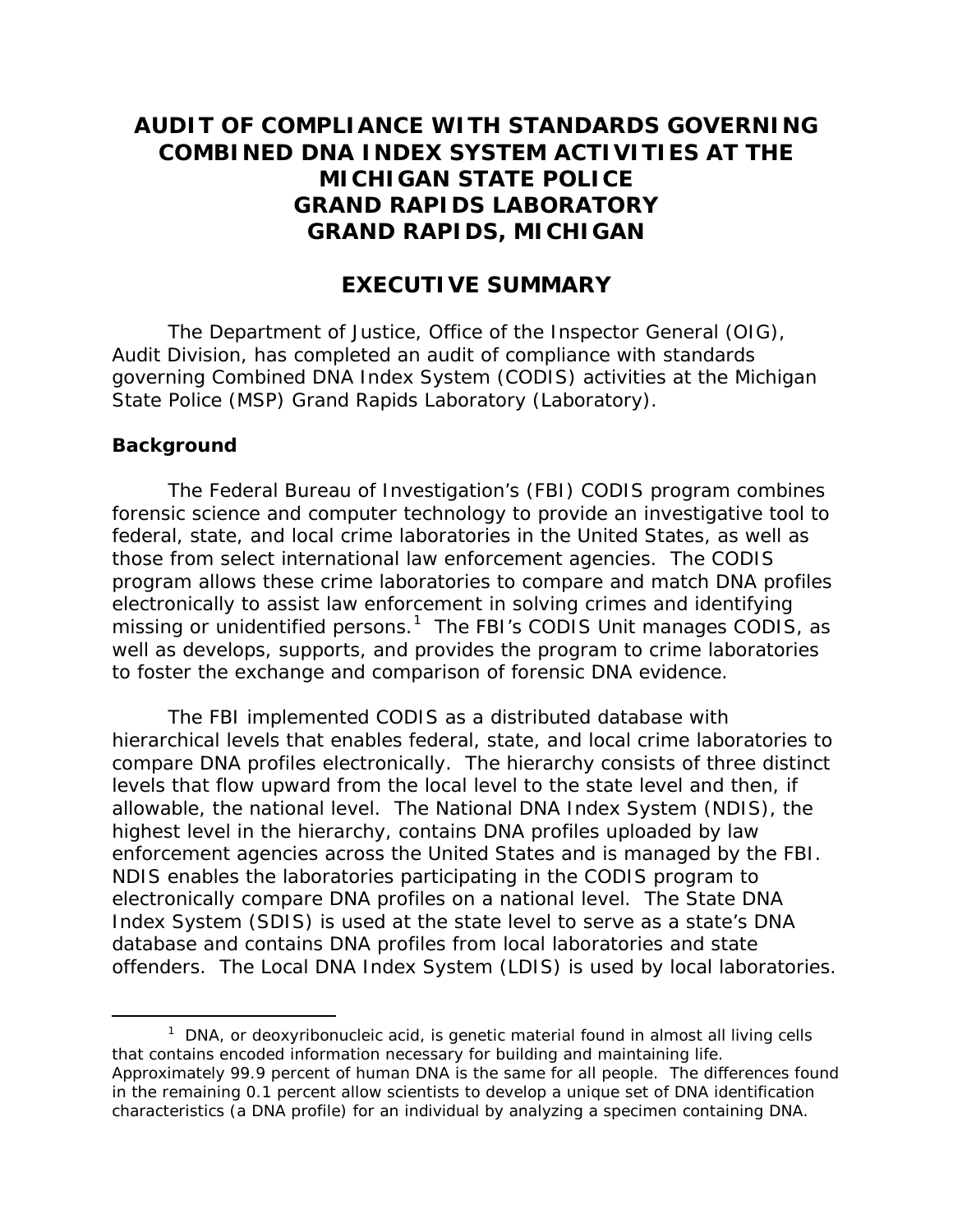# AUDIT OF COMPLIANCE WITH STANDARDS GOVERNING COMBINED DNA INDEX SYSTEM ACTIVITIES AT THE MICHIGAN STATE POLICE GRAND RAPIDS LABORATORY GRAND RAPIDS, MICHIGAN

## EXECUTIVE SUMMARY

The Department of Justice, Office of the Inspector General (OIG), Audit Division, has completed an audit of compliance with standards governing Combined DNA Index System (CODIS) activities at the Michigan State Police (MSP) Grand Rapids Laboratory (Laboratory).

### Background

The Federal Bureau of Investigation's (FBI) CODIS program combines forensic science and computer technology to provide an investigative tool to federal, state, and local crime laboratories in the United States, as well as those from select international law enforcement agencies. The CODIS program allows these crime laboratories to compare and match DNA profiles electronically to assist law enforcement in solving crimes and identifying missing or unidentified persons.[1] The FBI's CODIS Unit manages CODIS, as well as develops, supports, and provides the program to crime laboratories to foster the exchange and comparison of forensic DNA evidence.

The FBI implemented CODIS as a distributed database with hierarchical levels that enables federal, state, and local crime laboratories to compare DNA profiles electronically. The hierarchy consists of three distinct levels that flow upward from the local level to the state level and then, if allowable, the national level. The National DNA Index System (NDIS), the highest level in the hierarchy, contains DNA profiles uploaded by law enforcement agencies across the United States and is managed by the FBI. NDIS enables the laboratories participating in the CODIS program to electronically compare DNA profiles on a national level. The State DNA Index System (SDIS) is used at the state level to serve as a state's DNA database and contains DNA profiles from local laboratories and state offenders. The Local DNA Index System (LDIS) is used by local laboratories.

[1] DNA, or deoxyribonucleic acid, is genetic material found in almost all living cells that contains encoded information necessary for building and maintaining life. Approximately 99.9 percent of human DNA is the same for all people. The differences found in the remaining 0.1 percent allow scientists to develop a unique set of DNA identification characteristics (a DNA profile) for an individual by analyzing a specimen containing DNA.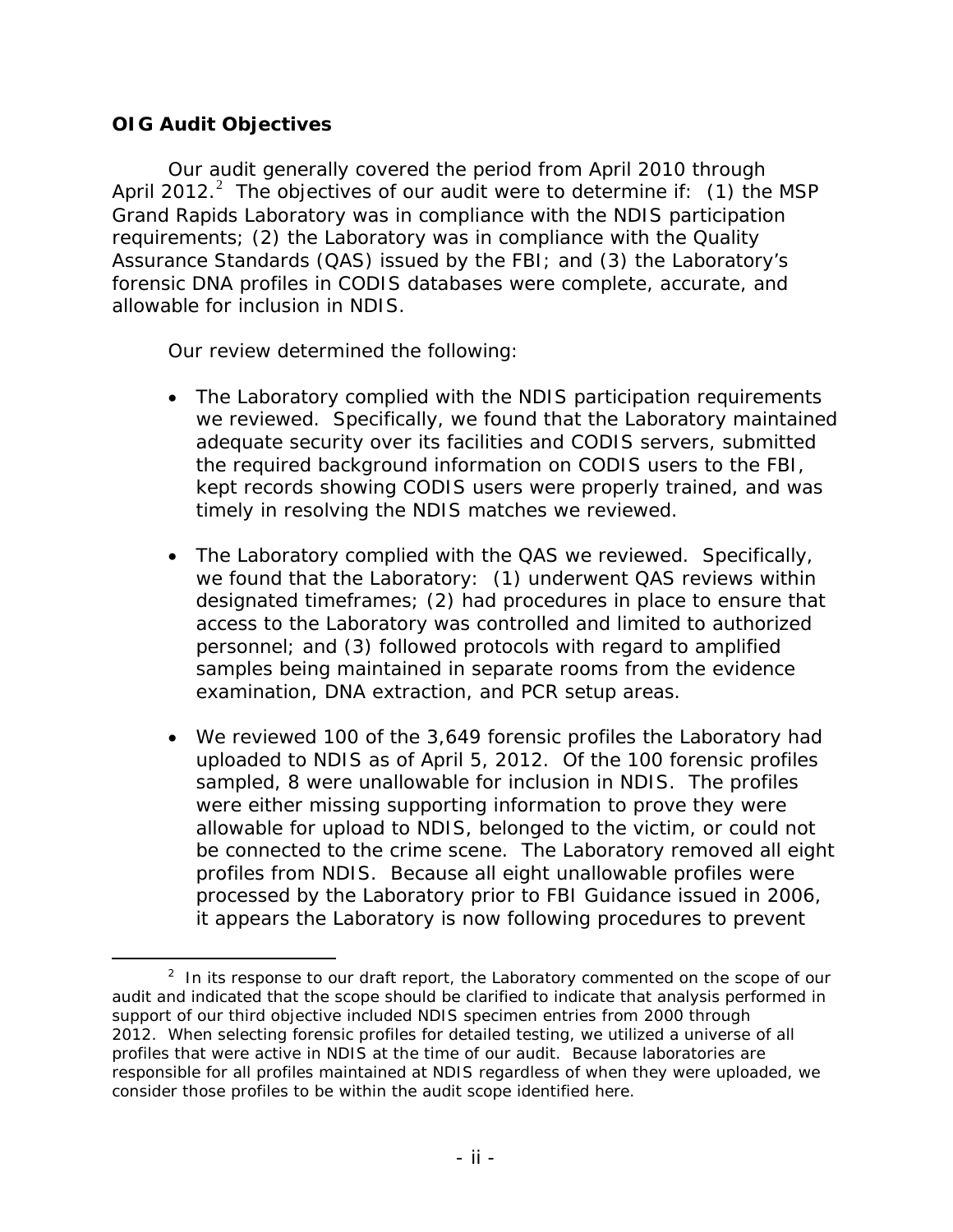**OIG Audit Objectives**

Our audit generally covered the period from April 2010 through April 2012.[2] The objectives of our audit were to determine if: (1) the MSP Grand Rapids Laboratory was in compliance with the NDIS participation requirements; (2) the Laboratory was in compliance with the Quality Assurance Standards (QAS) issued by the FBI; and (3) the Laboratory's forensic DNA profiles in CODIS databases were complete, accurate, and allowable for inclusion in NDIS.

Our review determined the following:

- The Laboratory complied with the NDIS participation requirements we reviewed. Specifically, we found that the Laboratory maintained adequate security over its facilities and CODIS servers, submitted the required background information on CODIS users to the FBI, kept records showing CODIS users were properly trained, and was timely in resolving the NDIS matches we reviewed.

- The Laboratory complied with the QAS we reviewed. Specifically, we found that the Laboratory: (1) underwent QAS reviews within designated timeframes; (2) had procedures in place to ensure that access to the Laboratory was controlled and limited to authorized personnel; and (3) followed protocols with regard to amplified samples being maintained in separate rooms from the evidence examination, DNA extraction, and PCR setup areas.

- We reviewed 100 of the 3,649 forensic profiles the Laboratory had uploaded to NDIS as of April 5, 2012. Of the 100 forensic profiles sampled, 8 were unallowable for inclusion in NDIS. The profiles were either missing supporting information to prove they were allowable for upload to NDIS, belonged to the victim, or could not be connected to the crime scene. The Laboratory removed all eight profiles from NDIS. Because all eight unallowable profiles were processed by the Laboratory prior to FBI Guidance issued in 2006, it appears the Laboratory is now following procedures to prevent

[2] In its response to our draft report, the Laboratory commented on the scope of our audit and indicated that the scope should be clarified to indicate that analysis performed in support of our third objective included NDIS specimen entries from 2000 through 2012. When selecting forensic profiles for detailed testing, we utilized a universe of all profiles that were active in NDIS at the time of our audit. Because laboratories are responsible for all profiles maintained at NDIS regardless of when they were uploaded, we consider those profiles to be within the audit scope identified here.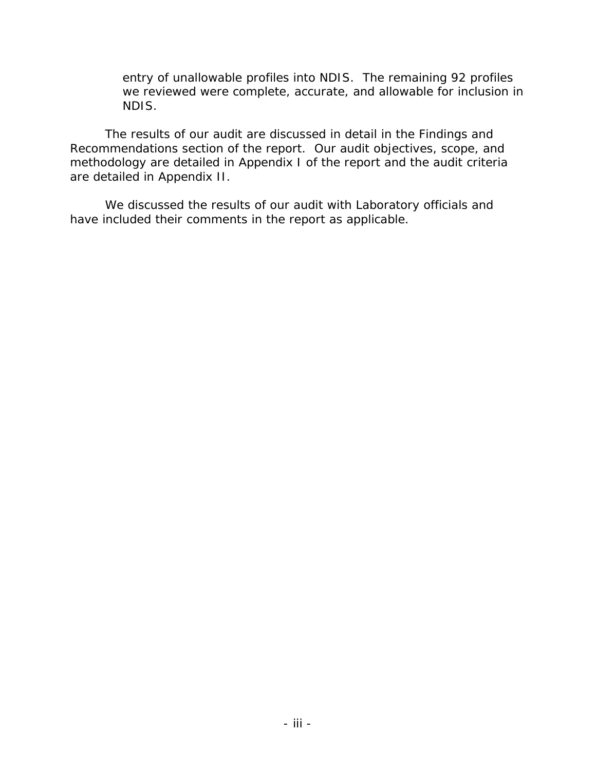entry of unallowable profiles into NDIS. The remaining 92 profiles we reviewed were complete, accurate, and allowable for inclusion in NDIS.

The results of our audit are discussed in detail in the Findings and Recommendations section of the report. Our audit objectives, scope, and methodology are detailed in Appendix I of the report and the audit criteria are detailed in Appendix II.

We discussed the results of our audit with Laboratory officials and have included their comments in the report as applicable.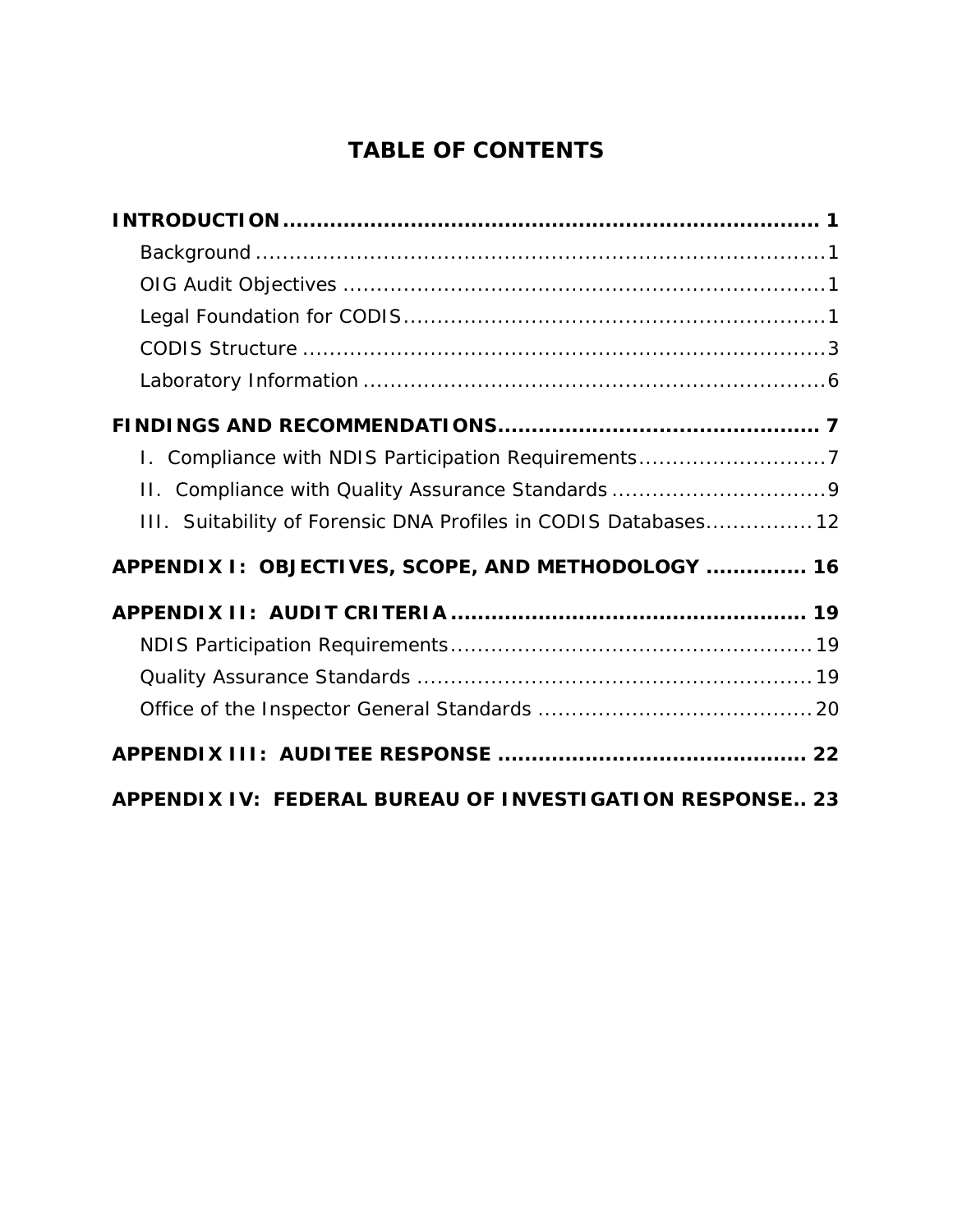# TABLE OF CONTENTS

**INTRODUCTION** .................................................................... **1**

- Background ........................................................................ 1
- OIG Audit Objectives ........................................................... 1
- Legal Foundation for CODIS .................................................. 1
- CODIS Structure ................................................................. 3
- Laboratory Information ........................................................ 6

**FINDINGS AND RECOMMENDATIONS** ........................................ **7**

- I. Compliance with NDIS Participation Requirements ........................ 7
- II. Compliance with Quality Assurance Standards ............................. 9
- III. Suitability of Forensic DNA Profiles in CODIS Databases ................ 12

**APPENDIX I: OBJECTIVES, SCOPE, AND METHODOLOGY** ............... **16**

**APPENDIX II: AUDIT CRITERIA** ................................................ **19**

- NDIS Participation Requirements ............................................. 19
- Quality Assurance Standards .................................................. 19
- Office of the Inspector General Standards ................................. 20

**APPENDIX III: AUDITEE RESPONSE** ............................................ **22**

**APPENDIX IV: FEDERAL BUREAU OF INVESTIGATION RESPONSE** .. **23**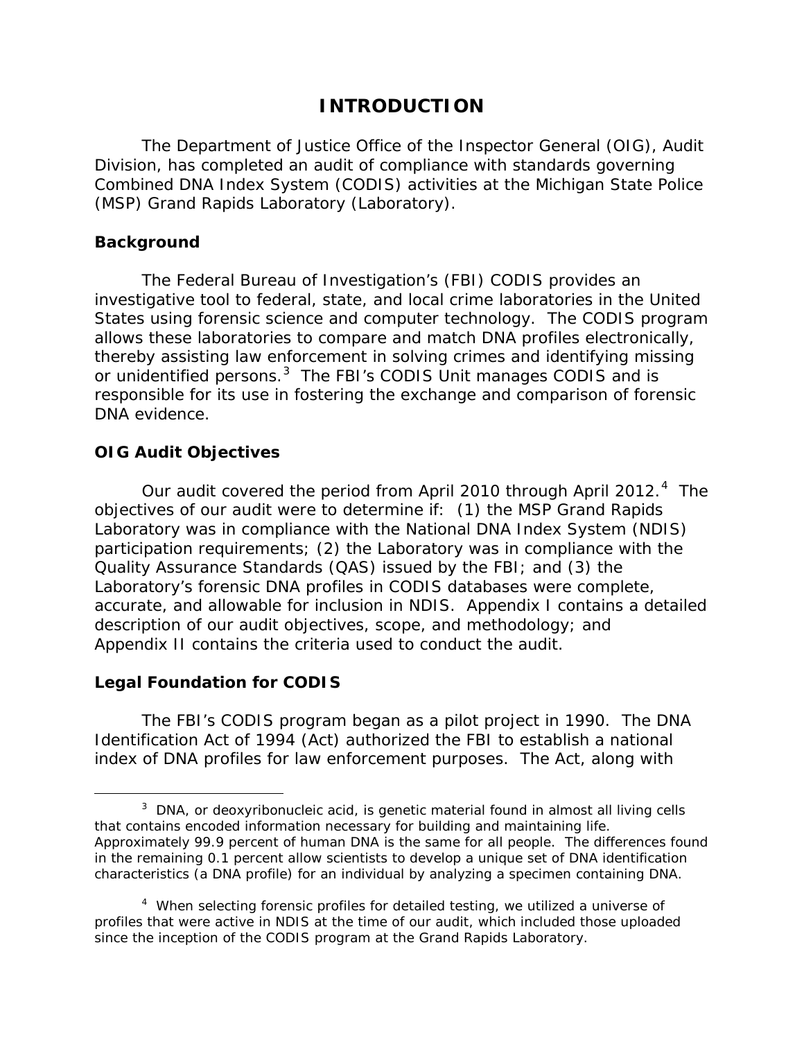# INTRODUCTION

The Department of Justice Office of the Inspector General (OIG), Audit Division, has completed an audit of compliance with standards governing Combined DNA Index System (CODIS) activities at the Michigan State Police (MSP) Grand Rapids Laboratory (Laboratory).

## Background

The Federal Bureau of Investigation's (FBI) CODIS provides an investigative tool to federal, state, and local crime laboratories in the United States using forensic science and computer technology. The CODIS program allows these laboratories to compare and match DNA profiles electronically, thereby assisting law enforcement in solving crimes and identifying missing or unidentified persons.[3] The FBI's CODIS Unit manages CODIS and is responsible for its use in fostering the exchange and comparison of forensic DNA evidence.

## OIG Audit Objectives

Our audit covered the period from April 2010 through April 2012.[4] The objectives of our audit were to determine if: (1) the MSP Grand Rapids Laboratory was in compliance with the National DNA Index System (NDIS) participation requirements; (2) the Laboratory was in compliance with the Quality Assurance Standards (QAS) issued by the FBI; and (3) the Laboratory's forensic DNA profiles in CODIS databases were complete, accurate, and allowable for inclusion in NDIS. Appendix I contains a detailed description of our audit objectives, scope, and methodology; and Appendix II contains the criteria used to conduct the audit.

## Legal Foundation for CODIS

The FBI's CODIS program began as a pilot project in 1990. The DNA Identification Act of 1994 (Act) authorized the FBI to establish a national index of DNA profiles for law enforcement purposes. The Act, along with

---

[3] DNA, or deoxyribonucleic acid, is genetic material found in almost all living cells that contains encoded information necessary for building and maintaining life. Approximately 99.9 percent of human DNA is the same for all people. The differences found in the remaining 0.1 percent allow scientists to develop a unique set of DNA identification characteristics (a DNA profile) for an individual by analyzing a specimen containing DNA.

[4] When selecting forensic profiles for detailed testing, we utilized a universe of profiles that were active in NDIS at the time of our audit, which included those uploaded since the inception of the CODIS program at the Grand Rapids Laboratory.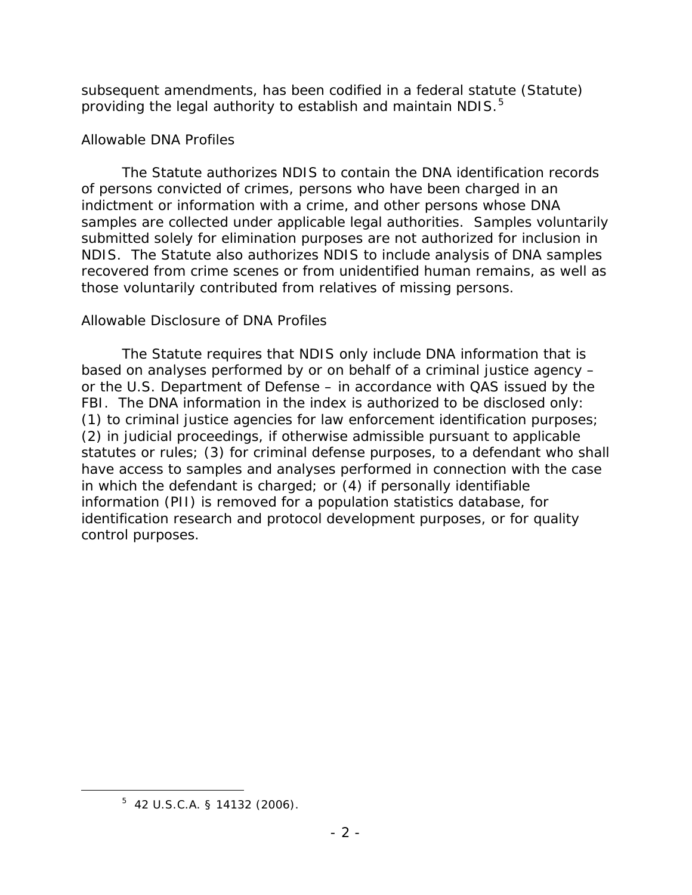subsequent amendments, has been codified in a federal statute (Statute) providing the legal authority to establish and maintain NDIS.[5]

### Allowable DNA Profiles

The Statute authorizes NDIS to contain the DNA identification records of persons convicted of crimes, persons who have been charged in an indictment or information with a crime, and other persons whose DNA samples are collected under applicable legal authorities. Samples voluntarily submitted solely for elimination purposes are not authorized for inclusion in NDIS. The Statute also authorizes NDIS to include analysis of DNA samples recovered from crime scenes or from unidentified human remains, as well as those voluntarily contributed from relatives of missing persons.

### Allowable Disclosure of DNA Profiles

The Statute requires that NDIS only include DNA information that is based on analyses performed by or on behalf of a criminal justice agency – or the U.S. Department of Defense – in accordance with QAS issued by the FBI. The DNA information in the index is authorized to be disclosed only: (1) to criminal justice agencies for law enforcement identification purposes; (2) in judicial proceedings, if otherwise admissible pursuant to applicable statutes or rules; (3) for criminal defense purposes, to a defendant who shall have access to samples and analyses performed in connection with the case in which the defendant is charged; or (4) if personally identifiable information (PII) is removed for a population statistics database, for identification research and protocol development purposes, or for quality control purposes.

---

[5] 42 U.S.C.A. § 14132 (2006).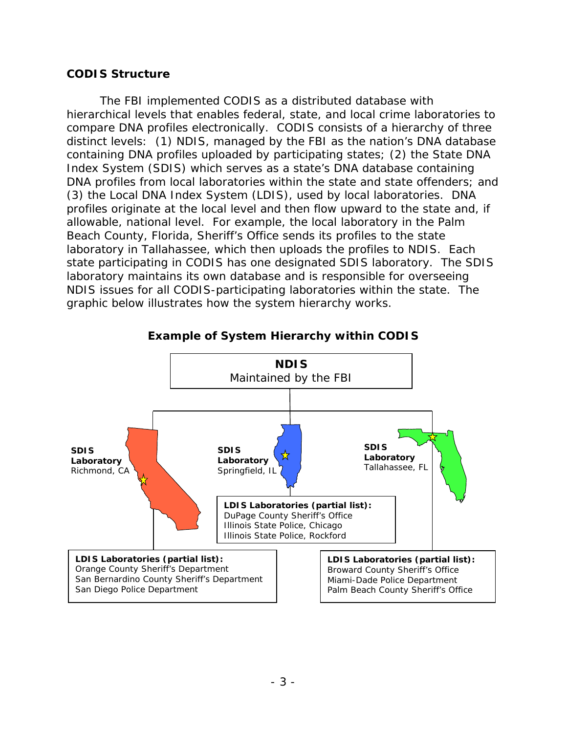## CODIS Structure

The FBI implemented CODIS as a distributed database with hierarchical levels that enables federal, state, and local crime laboratories to compare DNA profiles electronically. CODIS consists of a hierarchy of three distinct levels: (1) NDIS, managed by the FBI as the nation's DNA database containing DNA profiles uploaded by participating states; (2) the State DNA Index System (SDIS) which serves as a state's DNA database containing DNA profiles from local laboratories within the state and state offenders; and (3) the Local DNA Index System (LDIS), used by local laboratories. DNA profiles originate at the local level and then flow upward to the state and, if allowable, national level. For example, the local laboratory in the Palm Beach County, Florida, Sheriff's Office sends its profiles to the state laboratory in Tallahassee, which then uploads the profiles to NDIS. Each state participating in CODIS has one designated SDIS laboratory. The SDIS laboratory maintains its own database and is responsible for overseeing NDIS issues for all CODIS-participating laboratories within the state. The graphic below illustrates how the system hierarchy works.

**Example of System Hierarchy within CODIS**

**NDIS**
Maintained by the FBI

**SDIS Laboratory**
Richmond, CA

**LDIS Laboratories (partial list):**
Orange County Sheriff's Department
San Bernardino County Sheriff's Department
San Diego Police Department

**SDIS Laboratory**
Springfield, IL

**LDIS Laboratories (partial list):**
DuPage County Sheriff's Office
Illinois State Police, Chicago
Illinois State Police, Rockford

**SDIS Laboratory**
Tallahassee, FL

**LDIS Laboratories (partial list):**
Broward County Sheriff's Office
Miami-Dade Police Department
Palm Beach County Sheriff's Office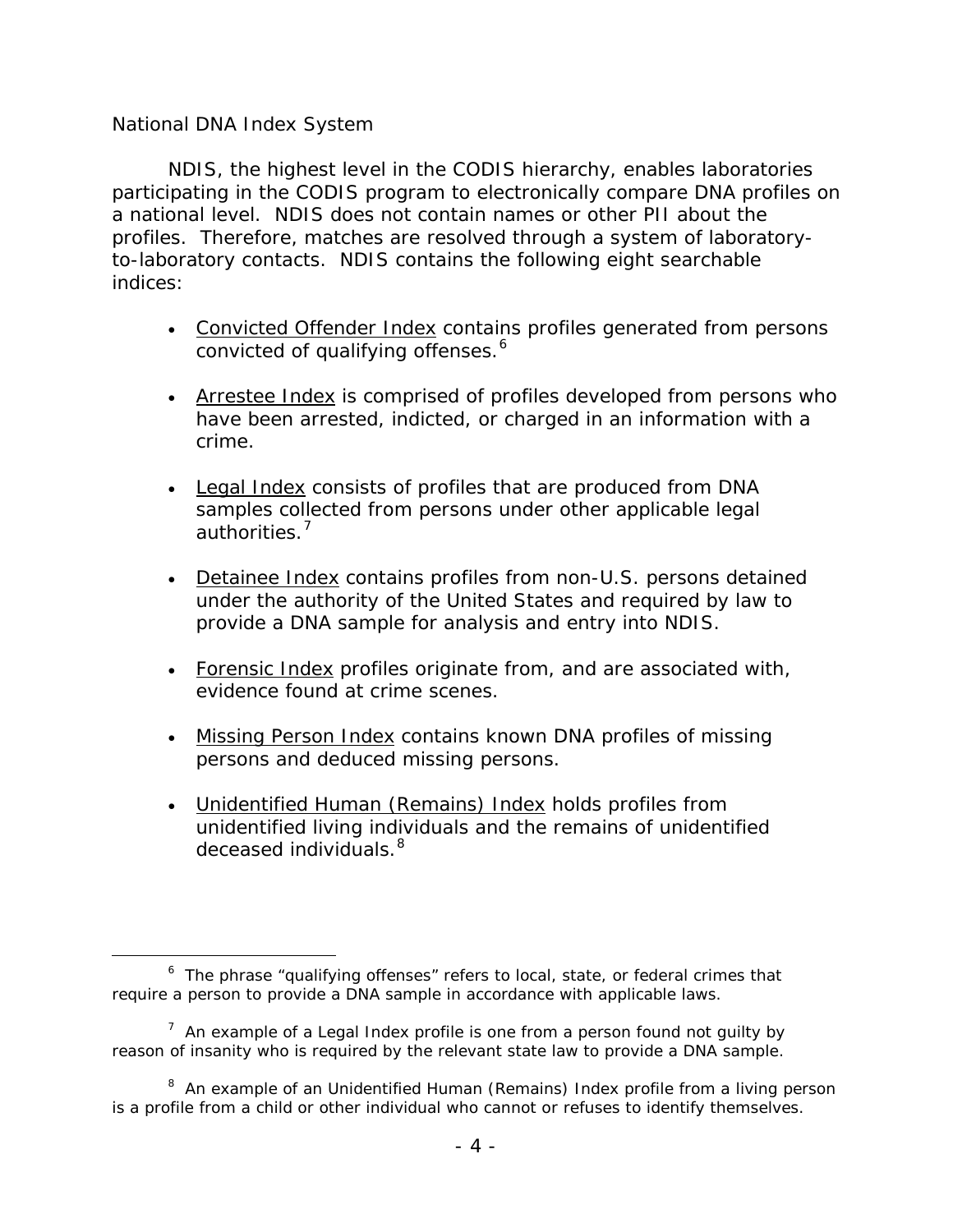### National DNA Index System

NDIS, the highest level in the CODIS hierarchy, enables laboratories participating in the CODIS program to electronically compare DNA profiles on a national level. NDIS does not contain names or other PII about the profiles. Therefore, matches are resolved through a system of laboratory-to-laboratory contacts. NDIS contains the following eight searchable indices:

- Convicted Offender Index contains profiles generated from persons convicted of qualifying offenses.[6]

- Arrestee Index is comprised of profiles developed from persons who have been arrested, indicted, or charged in an information with a crime.

- Legal Index consists of profiles that are produced from DNA samples collected from persons under other applicable legal authorities.[7]

- Detainee Index contains profiles from non-U.S. persons detained under the authority of the United States and required by law to provide a DNA sample for analysis and entry into NDIS.

- Forensic Index profiles originate from, and are associated with, evidence found at crime scenes.

- Missing Person Index contains known DNA profiles of missing persons and deduced missing persons.

- Unidentified Human (Remains) Index holds profiles from unidentified living individuals and the remains of unidentified deceased individuals.[8]

---

[6] The phrase "qualifying offenses" refers to local, state, or federal crimes that require a person to provide a DNA sample in accordance with applicable laws.

[7] An example of a Legal Index profile is one from a person found not guilty by reason of insanity who is required by the relevant state law to provide a DNA sample.

[8] An example of an Unidentified Human (Remains) Index profile from a living person is a profile from a child or other individual who cannot or refuses to identify themselves.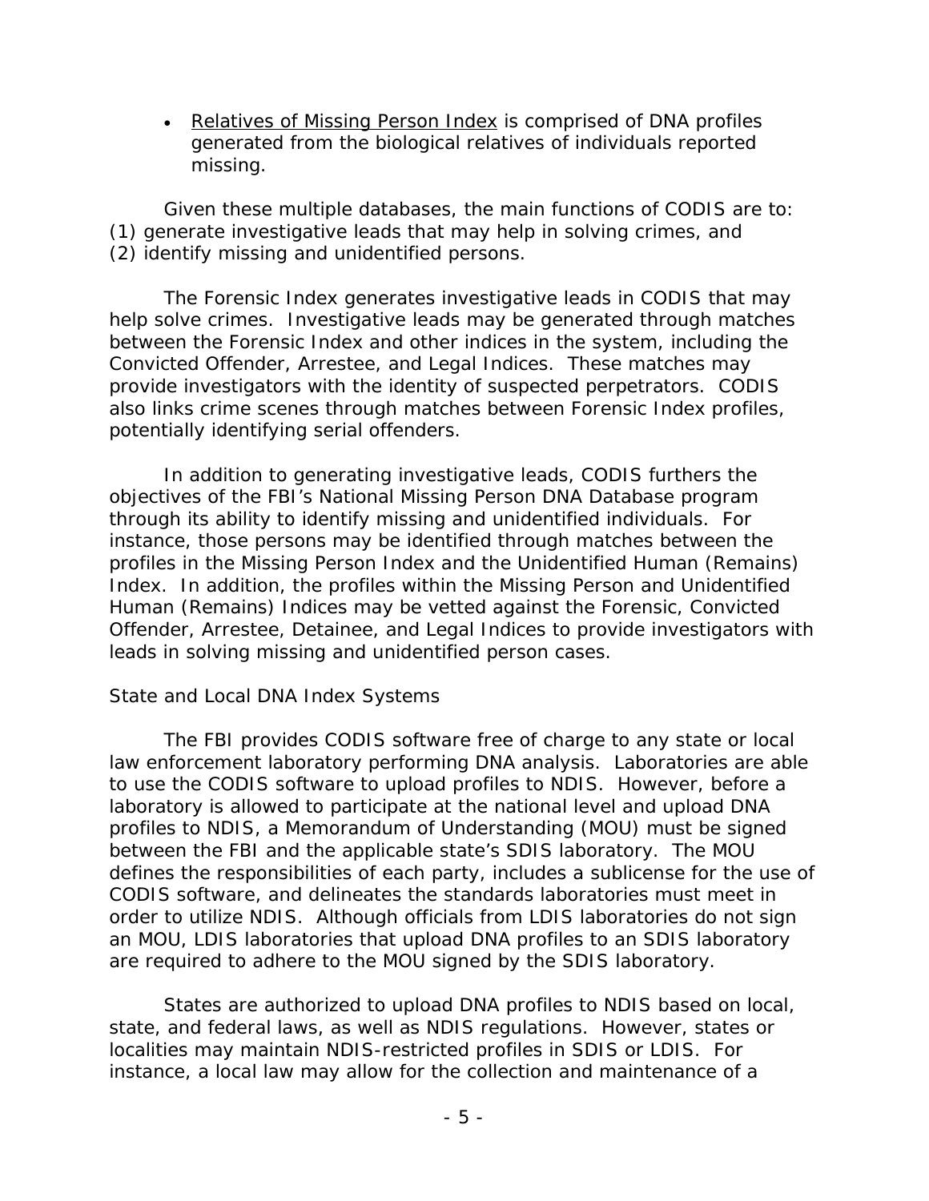- Relatives of Missing Person Index is comprised of DNA profiles generated from the biological relatives of individuals reported missing.

Given these multiple databases, the main functions of CODIS are to: (1) generate investigative leads that may help in solving crimes, and (2) identify missing and unidentified persons.

The Forensic Index generates investigative leads in CODIS that may help solve crimes. Investigative leads may be generated through matches between the Forensic Index and other indices in the system, including the Convicted Offender, Arrestee, and Legal Indices. These matches may provide investigators with the identity of suspected perpetrators. CODIS also links crime scenes through matches between Forensic Index profiles, potentially identifying serial offenders.

In addition to generating investigative leads, CODIS furthers the objectives of the FBI's National Missing Person DNA Database program through its ability to identify missing and unidentified individuals. For instance, those persons may be identified through matches between the profiles in the Missing Person Index and the Unidentified Human (Remains) Index. In addition, the profiles within the Missing Person and Unidentified Human (Remains) Indices may be vetted against the Forensic, Convicted Offender, Arrestee, Detainee, and Legal Indices to provide investigators with leads in solving missing and unidentified person cases.

State and Local DNA Index Systems

The FBI provides CODIS software free of charge to any state or local law enforcement laboratory performing DNA analysis. Laboratories are able to use the CODIS software to upload profiles to NDIS. However, before a laboratory is allowed to participate at the national level and upload DNA profiles to NDIS, a Memorandum of Understanding (MOU) must be signed between the FBI and the applicable state's SDIS laboratory. The MOU defines the responsibilities of each party, includes a sublicense for the use of CODIS software, and delineates the standards laboratories must meet in order to utilize NDIS. Although officials from LDIS laboratories do not sign an MOU, LDIS laboratories that upload DNA profiles to an SDIS laboratory are required to adhere to the MOU signed by the SDIS laboratory.

States are authorized to upload DNA profiles to NDIS based on local, state, and federal laws, as well as NDIS regulations. However, states or localities may maintain NDIS-restricted profiles in SDIS or LDIS. For instance, a local law may allow for the collection and maintenance of a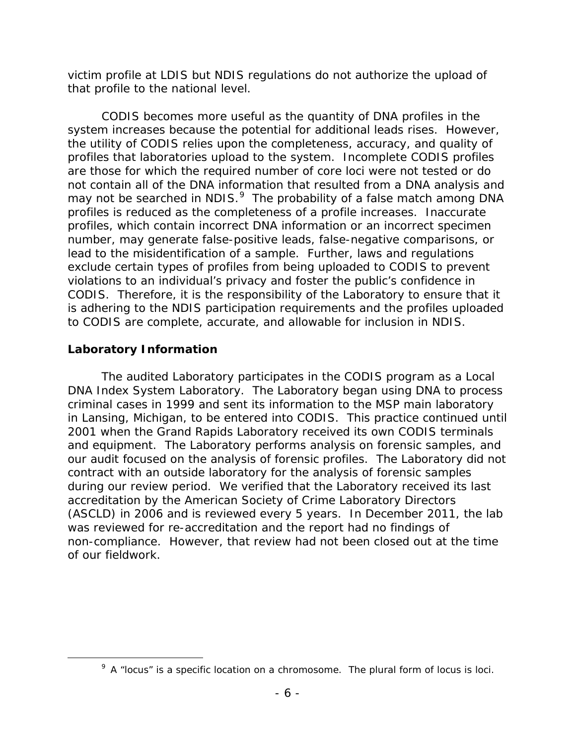victim profile at LDIS but NDIS regulations do not authorize the upload of that profile to the national level.

CODIS becomes more useful as the quantity of DNA profiles in the system increases because the potential for additional leads rises. However, the utility of CODIS relies upon the completeness, accuracy, and quality of profiles that laboratories upload to the system. Incomplete CODIS profiles are those for which the required number of core loci were not tested or do not contain all of the DNA information that resulted from a DNA analysis and may not be searched in NDIS.[9] The probability of a false match among DNA profiles is reduced as the completeness of a profile increases. Inaccurate profiles, which contain incorrect DNA information or an incorrect specimen number, may generate false-positive leads, false-negative comparisons, or lead to the misidentification of a sample. Further, laws and regulations exclude certain types of profiles from being uploaded to CODIS to prevent violations to an individual's privacy and foster the public's confidence in CODIS. Therefore, it is the responsibility of the Laboratory to ensure that it is adhering to the NDIS participation requirements and the profiles uploaded to CODIS are complete, accurate, and allowable for inclusion in NDIS.

## Laboratory Information

The audited Laboratory participates in the CODIS program as a Local DNA Index System Laboratory. The Laboratory began using DNA to process criminal cases in 1999 and sent its information to the MSP main laboratory in Lansing, Michigan, to be entered into CODIS. This practice continued until 2001 when the Grand Rapids Laboratory received its own CODIS terminals and equipment. The Laboratory performs analysis on forensic samples, and our audit focused on the analysis of forensic profiles. The Laboratory did not contract with an outside laboratory for the analysis of forensic samples during our review period. We verified that the Laboratory received its last accreditation by the American Society of Crime Laboratory Directors (ASCLD) in 2006 and is reviewed every 5 years. In December 2011, the lab was reviewed for re-accreditation and the report had no findings of non-compliance. However, that review had not been closed out at the time of our fieldwork.

---

[9] A "locus" is a specific location on a chromosome. The plural form of locus is loci.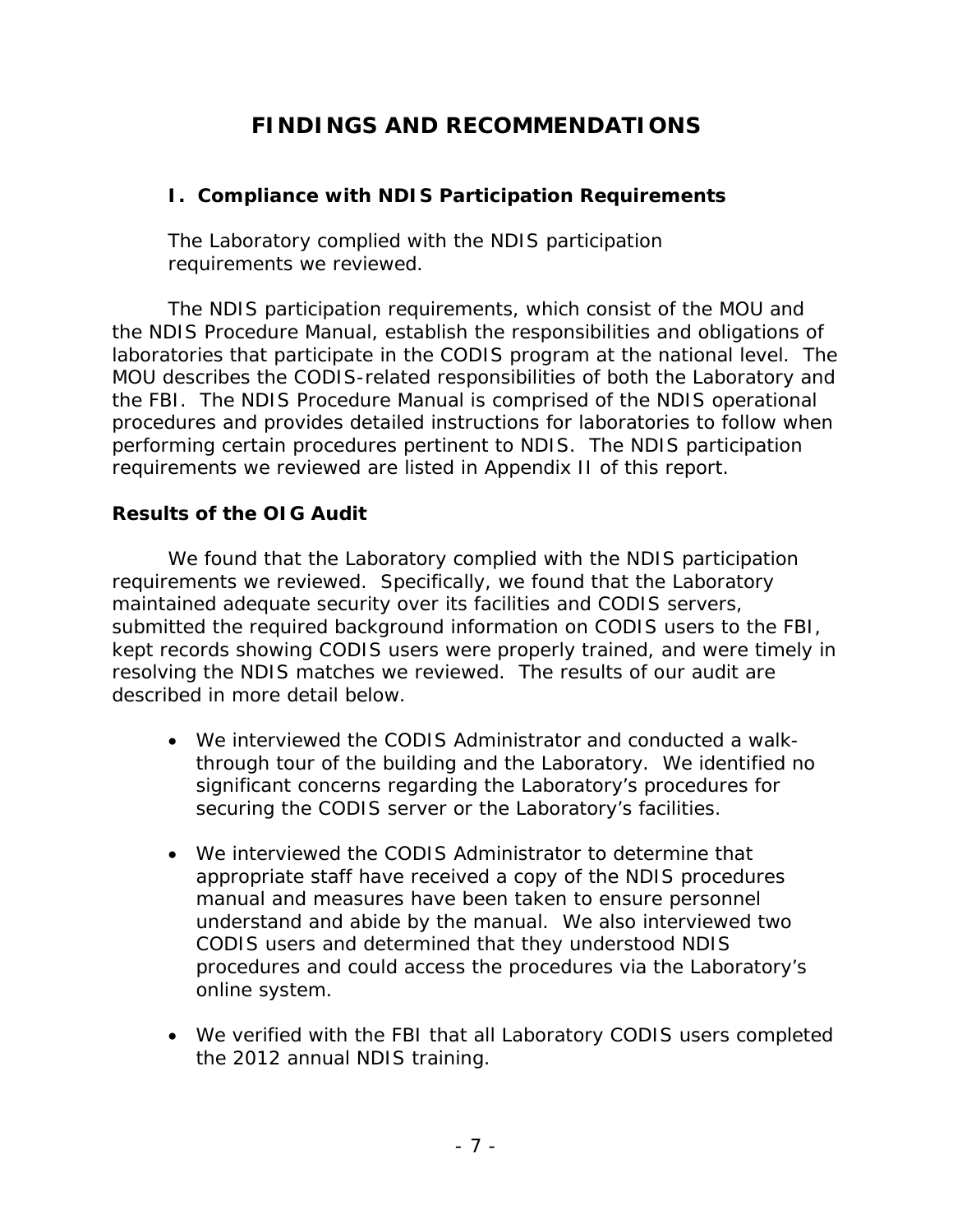# FINDINGS AND RECOMMENDATIONS

## I. Compliance with NDIS Participation Requirements

The Laboratory complied with the NDIS participation requirements we reviewed.

The NDIS participation requirements, which consist of the MOU and the NDIS Procedure Manual, establish the responsibilities and obligations of laboratories that participate in the CODIS program at the national level. The MOU describes the CODIS-related responsibilities of both the Laboratory and the FBI. The NDIS Procedure Manual is comprised of the NDIS operational procedures and provides detailed instructions for laboratories to follow when performing certain procedures pertinent to NDIS. The NDIS participation requirements we reviewed are listed in Appendix II of this report.

### Results of the OIG Audit

We found that the Laboratory complied with the NDIS participation requirements we reviewed. Specifically, we found that the Laboratory maintained adequate security over its facilities and CODIS servers, submitted the required background information on CODIS users to the FBI, kept records showing CODIS users were properly trained, and were timely in resolving the NDIS matches we reviewed. The results of our audit are described in more detail below.

- We interviewed the CODIS Administrator and conducted a walk-through tour of the building and the Laboratory. We identified no significant concerns regarding the Laboratory's procedures for securing the CODIS server or the Laboratory's facilities.

- We interviewed the CODIS Administrator to determine that appropriate staff have received a copy of the NDIS procedures manual and measures have been taken to ensure personnel understand and abide by the manual. We also interviewed two CODIS users and determined that they understood NDIS procedures and could access the procedures via the Laboratory's online system.

- We verified with the FBI that all Laboratory CODIS users completed the 2012 annual NDIS training.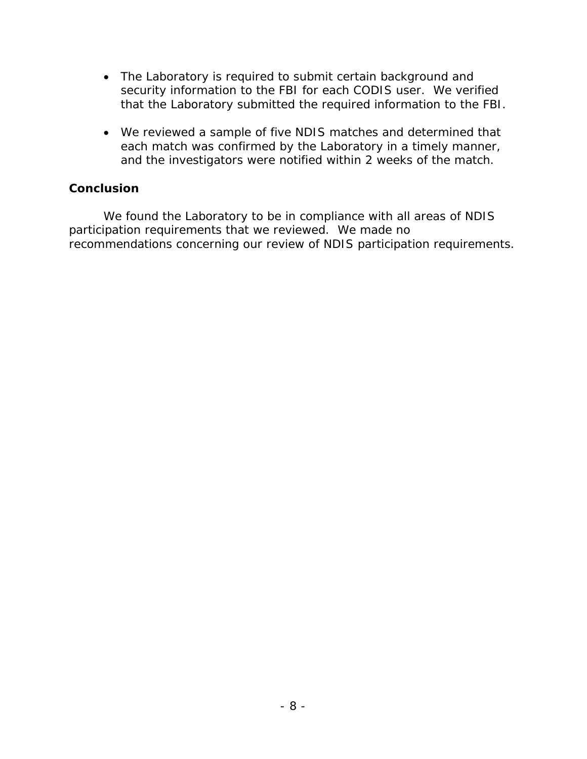- The Laboratory is required to submit certain background and security information to the FBI for each CODIS user. We verified that the Laboratory submitted the required information to the FBI.

- We reviewed a sample of five NDIS matches and determined that each match was confirmed by the Laboratory in a timely manner, and the investigators were notified within 2 weeks of the match.

## Conclusion

We found the Laboratory to be in compliance with all areas of NDIS participation requirements that we reviewed. We made no recommendations concerning our review of NDIS participation requirements.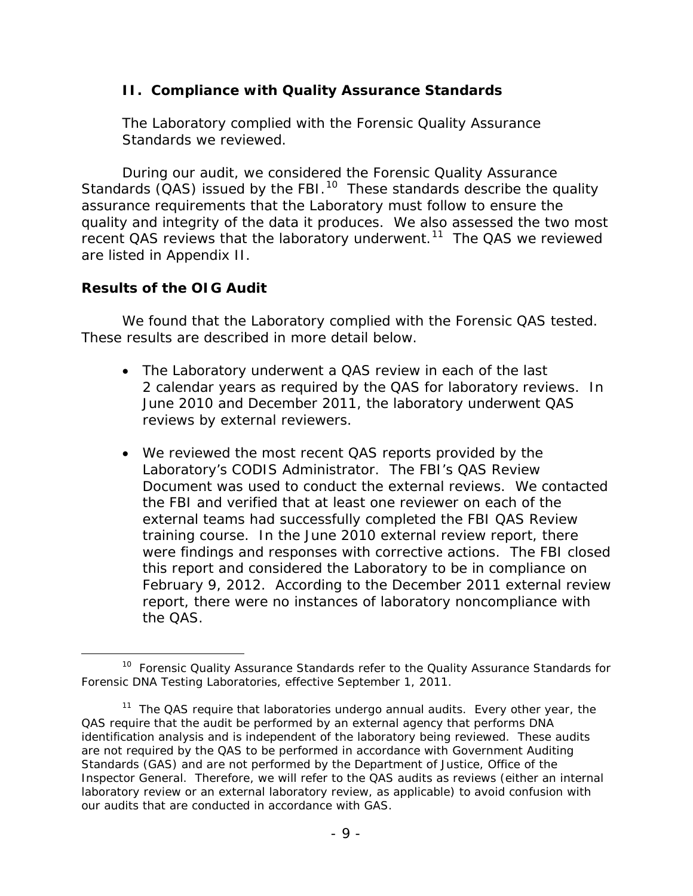## II. Compliance with Quality Assurance Standards

**The Laboratory complied with the Forensic Quality Assurance Standards we reviewed.**

During our audit, we considered the Forensic Quality Assurance Standards (QAS) issued by the FBI.[10] These standards describe the quality assurance requirements that the Laboratory must follow to ensure the quality and integrity of the data it produces. We also assessed the two most recent QAS reviews that the laboratory underwent.[11] The QAS we reviewed are listed in Appendix II.

### Results of the OIG Audit

We found that the Laboratory complied with the Forensic QAS tested. These results are described in more detail below.

- The Laboratory underwent a QAS review in each of the last 2 calendar years as required by the QAS for laboratory reviews. In June 2010 and December 2011, the laboratory underwent QAS reviews by external reviewers.
- We reviewed the most recent QAS reports provided by the Laboratory's CODIS Administrator. The FBI's QAS Review Document was used to conduct the external reviews. We contacted the FBI and verified that at least one reviewer on each of the external teams had successfully completed the FBI QAS Review training course. In the June 2010 external review report, there were findings and responses with corrective actions. The FBI closed this report and considered the Laboratory to be in compliance on February 9, 2012. According to the December 2011 external review report, there were no instances of laboratory noncompliance with the QAS.

---

[10] Forensic Quality Assurance Standards refer to the Quality Assurance Standards for Forensic DNA Testing Laboratories, effective September 1, 2011.

[11] The QAS require that laboratories undergo annual audits. Every other year, the QAS require that the audit be performed by an external agency that performs DNA identification analysis and is independent of the laboratory being reviewed. These audits are not required by the QAS to be performed in accordance with Government Auditing Standards (GAS) and are not performed by the Department of Justice, Office of the Inspector General. Therefore, we will refer to the QAS audits as reviews (either an internal laboratory review or an external laboratory review, as applicable) to avoid confusion with our audits that are conducted in accordance with GAS.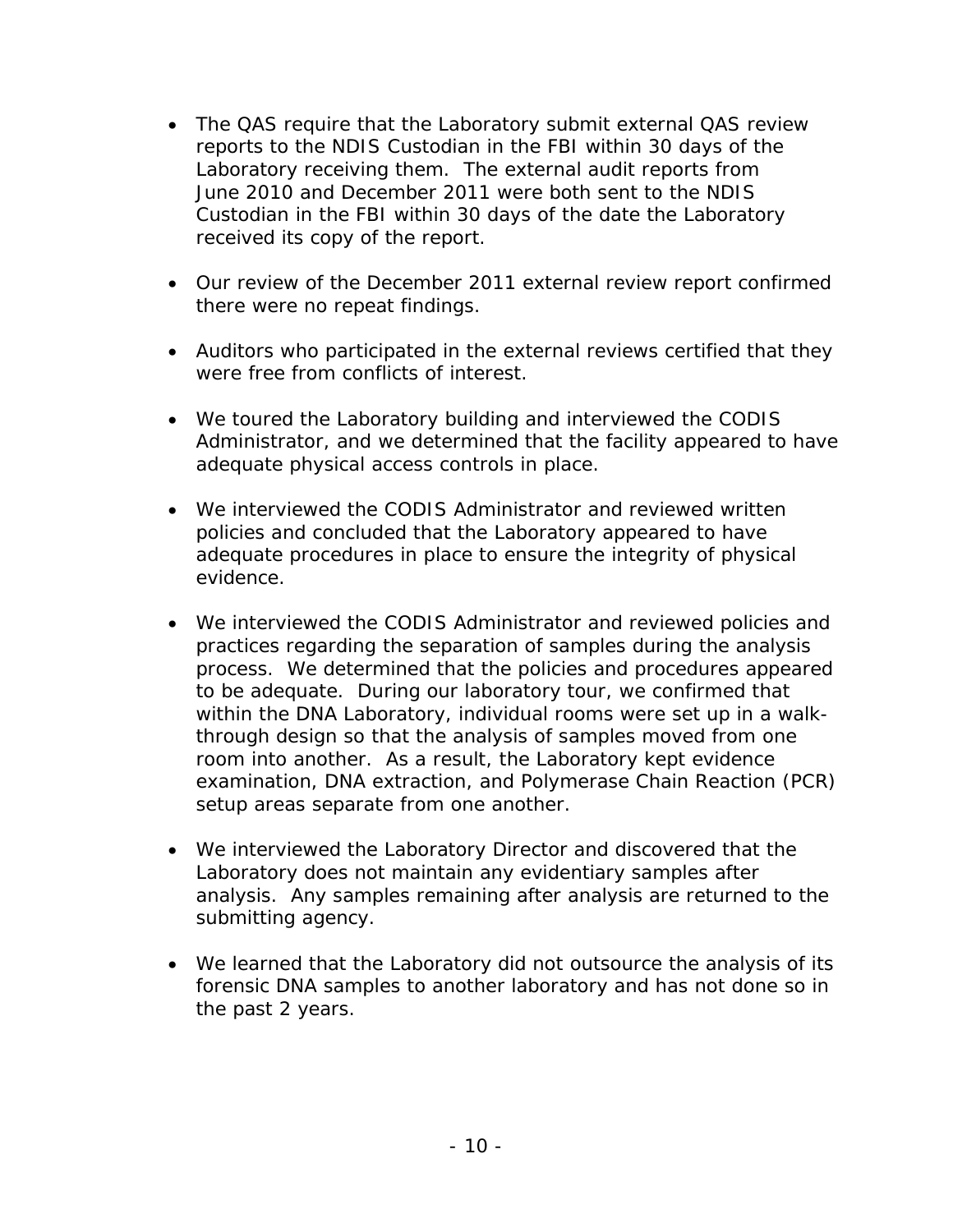- The QAS require that the Laboratory submit external QAS review reports to the NDIS Custodian in the FBI within 30 days of the Laboratory receiving them. The external audit reports from June 2010 and December 2011 were both sent to the NDIS Custodian in the FBI within 30 days of the date the Laboratory received its copy of the report.

- Our review of the December 2011 external review report confirmed there were no repeat findings.

- Auditors who participated in the external reviews certified that they were free from conflicts of interest.

- We toured the Laboratory building and interviewed the CODIS Administrator, and we determined that the facility appeared to have adequate physical access controls in place.

- We interviewed the CODIS Administrator and reviewed written policies and concluded that the Laboratory appeared to have adequate procedures in place to ensure the integrity of physical evidence.

- We interviewed the CODIS Administrator and reviewed policies and practices regarding the separation of samples during the analysis process. We determined that the policies and procedures appeared to be adequate. During our laboratory tour, we confirmed that within the DNA Laboratory, individual rooms were set up in a walk-through design so that the analysis of samples moved from one room into another. As a result, the Laboratory kept evidence examination, DNA extraction, and Polymerase Chain Reaction (PCR) setup areas separate from one another.

- We interviewed the Laboratory Director and discovered that the Laboratory does not maintain any evidentiary samples after analysis. Any samples remaining after analysis are returned to the submitting agency.

- We learned that the Laboratory did not outsource the analysis of its forensic DNA samples to another laboratory and has not done so in the past 2 years.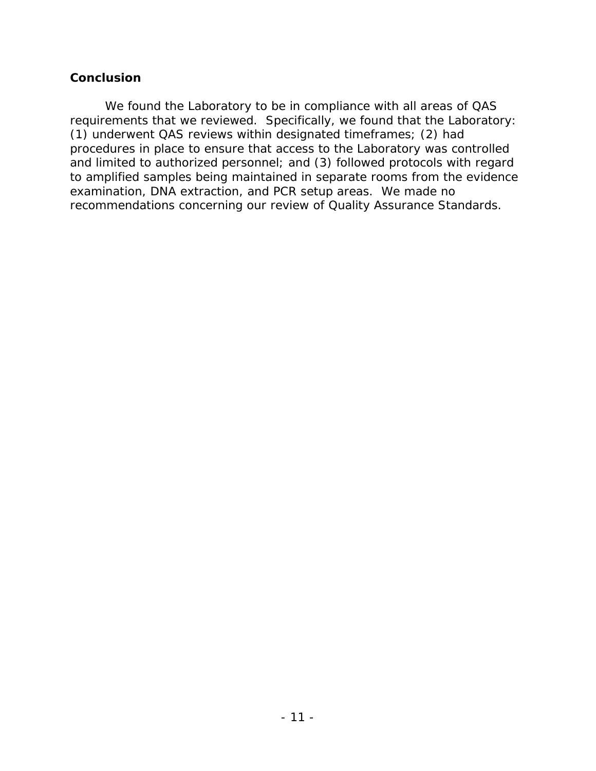### Conclusion

We found the Laboratory to be in compliance with all areas of QAS requirements that we reviewed. Specifically, we found that the Laboratory: (1) underwent QAS reviews within designated timeframes; (2) had procedures in place to ensure that access to the Laboratory was controlled and limited to authorized personnel; and (3) followed protocols with regard to amplified samples being maintained in separate rooms from the evidence examination, DNA extraction, and PCR setup areas. We made no recommendations concerning our review of Quality Assurance Standards.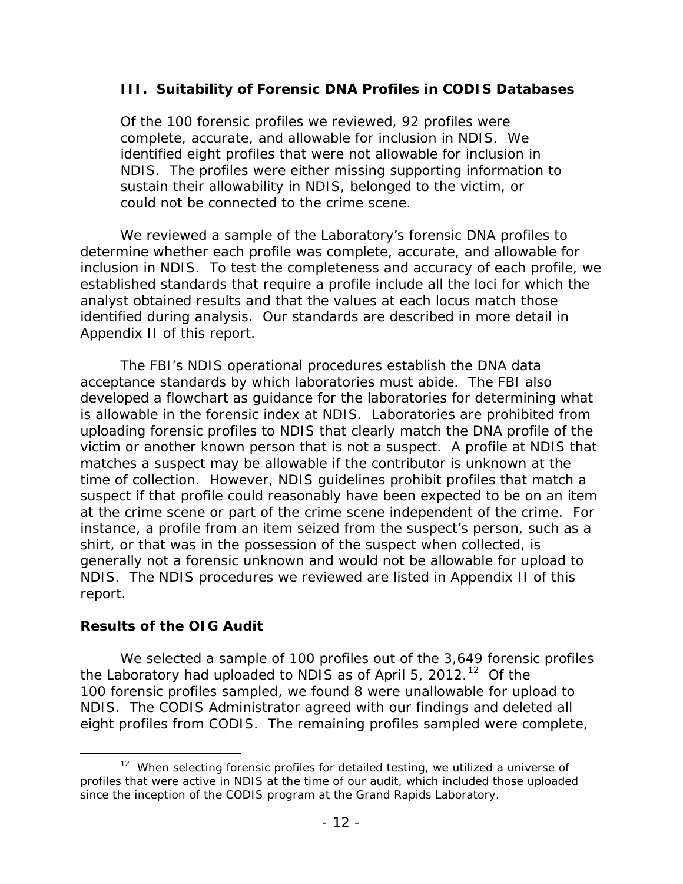### III. Suitability of Forensic DNA Profiles in CODIS Databases

Of the 100 forensic profiles we reviewed, 92 profiles were complete, accurate, and allowable for inclusion in NDIS. We identified eight profiles that were not allowable for inclusion in NDIS. The profiles were either missing supporting information to sustain their allowability in NDIS, belonged to the victim, or could not be connected to the crime scene.

We reviewed a sample of the Laboratory's forensic DNA profiles to determine whether each profile was complete, accurate, and allowable for inclusion in NDIS. To test the completeness and accuracy of each profile, we established standards that require a profile include all the loci for which the analyst obtained results and that the values at each locus match those identified during analysis. Our standards are described in more detail in Appendix II of this report.

The FBI's NDIS operational procedures establish the DNA data acceptance standards by which laboratories must abide. The FBI also developed a flowchart as guidance for the laboratories for determining what is allowable in the forensic index at NDIS. Laboratories are prohibited from uploading forensic profiles to NDIS that clearly match the DNA profile of the victim or another known person that is not a suspect. A profile at NDIS that matches a suspect may be allowable if the contributor is unknown at the time of collection. However, NDIS guidelines prohibit profiles that match a suspect if that profile could reasonably have been expected to be on an item at the crime scene or part of the crime scene independent of the crime. For instance, a profile from an item seized from the suspect's person, such as a shirt, or that was in the possession of the suspect when collected, is generally not a forensic unknown and would not be allowable for upload to NDIS. The NDIS procedures we reviewed are listed in Appendix II of this report.

### Results of the OIG Audit

We selected a sample of 100 profiles out of the 3,649 forensic profiles the Laboratory had uploaded to NDIS as of April 5, 2012.[12] Of the 100 forensic profiles sampled, we found 8 were unallowable for upload to NDIS. The CODIS Administrator agreed with our findings and deleted all eight profiles from CODIS. The remaining profiles sampled were complete,

[12] When selecting forensic profiles for detailed testing, we utilized a universe of profiles that were active in NDIS at the time of our audit, which included those uploaded since the inception of the CODIS program at the Grand Rapids Laboratory.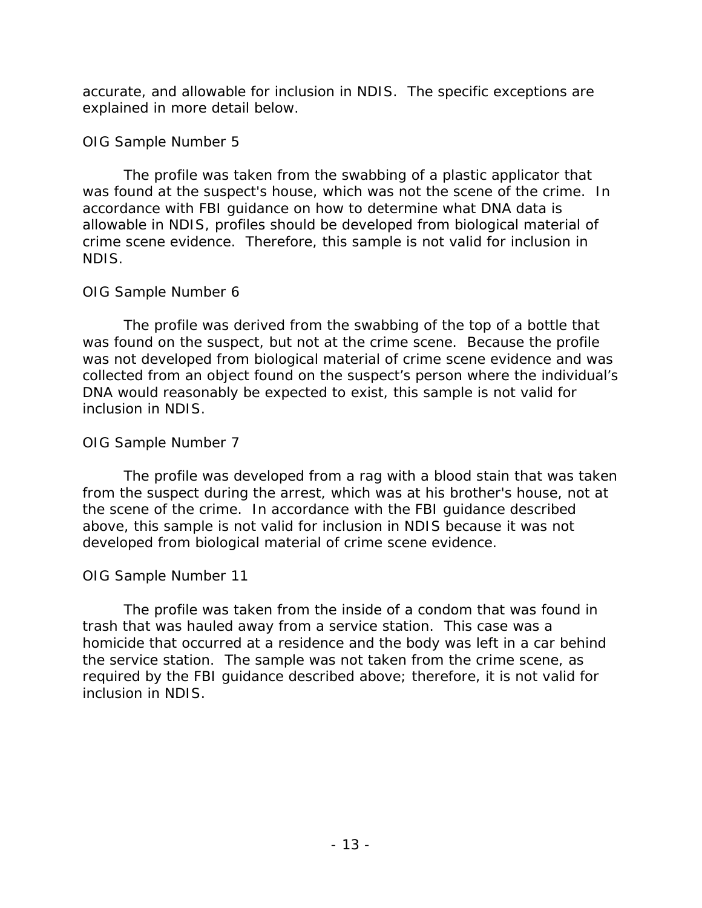accurate, and allowable for inclusion in NDIS. The specific exceptions are explained in more detail below.

OIG Sample Number 5

The profile was taken from the swabbing of a plastic applicator that was found at the suspect's house, which was not the scene of the crime. In accordance with FBI guidance on how to determine what DNA data is allowable in NDIS, profiles should be developed from biological material of crime scene evidence. Therefore, this sample is not valid for inclusion in NDIS.

OIG Sample Number 6

The profile was derived from the swabbing of the top of a bottle that was found on the suspect, but not at the crime scene. Because the profile was not developed from biological material of crime scene evidence and was collected from an object found on the suspect's person where the individual's DNA would reasonably be expected to exist, this sample is not valid for inclusion in NDIS.

OIG Sample Number 7

The profile was developed from a rag with a blood stain that was taken from the suspect during the arrest, which was at his brother's house, not at the scene of the crime. In accordance with the FBI guidance described above, this sample is not valid for inclusion in NDIS because it was not developed from biological material of crime scene evidence.

OIG Sample Number 11

The profile was taken from the inside of a condom that was found in trash that was hauled away from a service station. This case was a homicide that occurred at a residence and the body was left in a car behind the service station. The sample was not taken from the crime scene, as required by the FBI guidance described above; therefore, it is not valid for inclusion in NDIS.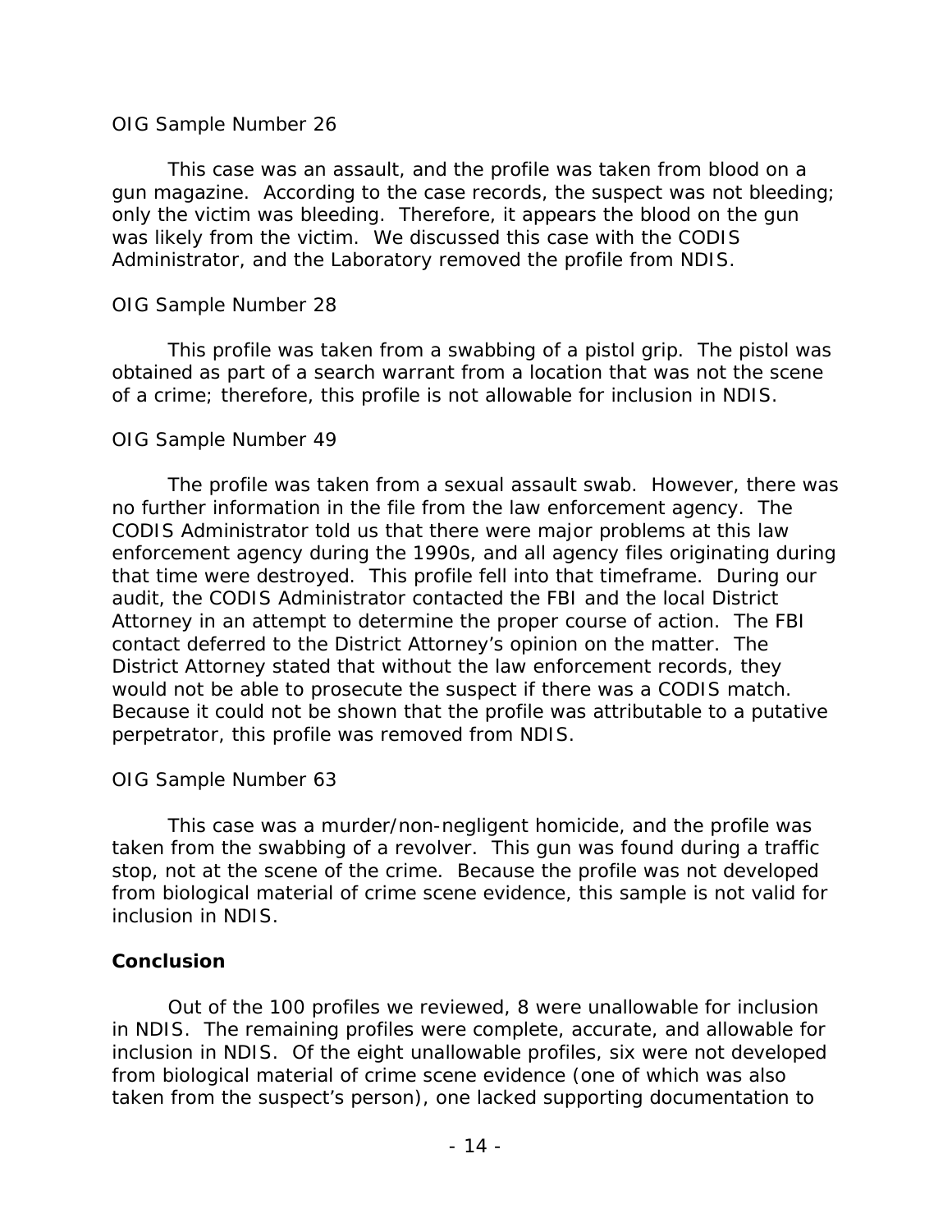OIG Sample Number 26

This case was an assault, and the profile was taken from blood on a gun magazine. According to the case records, the suspect was not bleeding; only the victim was bleeding. Therefore, it appears the blood on the gun was likely from the victim. We discussed this case with the CODIS Administrator, and the Laboratory removed the profile from NDIS.

OIG Sample Number 28

This profile was taken from a swabbing of a pistol grip. The pistol was obtained as part of a search warrant from a location that was not the scene of a crime; therefore, this profile is not allowable for inclusion in NDIS.

OIG Sample Number 49

The profile was taken from a sexual assault swab. However, there was no further information in the file from the law enforcement agency. The CODIS Administrator told us that there were major problems at this law enforcement agency during the 1990s, and all agency files originating during that time were destroyed. This profile fell into that timeframe. During our audit, the CODIS Administrator contacted the FBI and the local District Attorney in an attempt to determine the proper course of action. The FBI contact deferred to the District Attorney's opinion on the matter. The District Attorney stated that without the law enforcement records, they would not be able to prosecute the suspect if there was a CODIS match. Because it could not be shown that the profile was attributable to a putative perpetrator, this profile was removed from NDIS.

OIG Sample Number 63

This case was a murder/non-negligent homicide, and the profile was taken from the swabbing of a revolver. This gun was found during a traffic stop, not at the scene of the crime. Because the profile was not developed from biological material of crime scene evidence, this sample is not valid for inclusion in NDIS.

## Conclusion

Out of the 100 profiles we reviewed, 8 were unallowable for inclusion in NDIS. The remaining profiles were complete, accurate, and allowable for inclusion in NDIS. Of the eight unallowable profiles, six were not developed from biological material of crime scene evidence (one of which was also taken from the suspect's person), one lacked supporting documentation to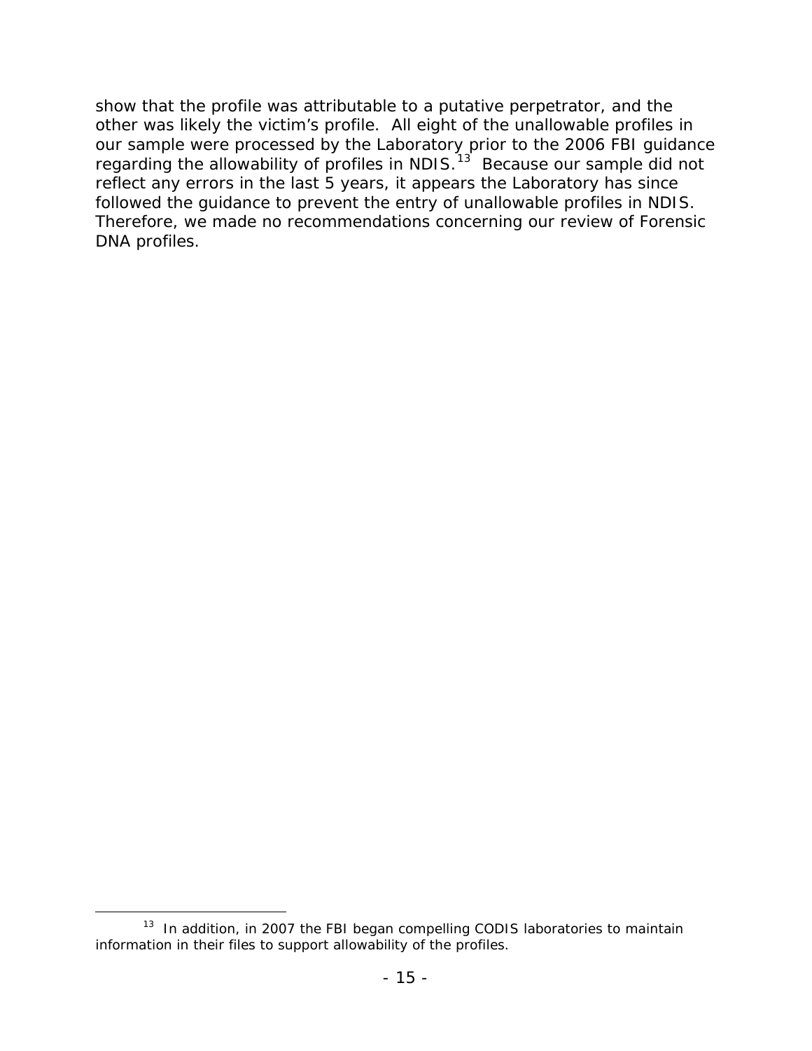show that the profile was attributable to a putative perpetrator, and the other was likely the victim's profile. All eight of the unallowable profiles in our sample were processed by the Laboratory prior to the 2006 FBI guidance regarding the allowability of profiles in NDIS.[13] Because our sample did not reflect any errors in the last 5 years, it appears the Laboratory has since followed the guidance to prevent the entry of unallowable profiles in NDIS. Therefore, we made no recommendations concerning our review of Forensic DNA profiles.

---

[13] In addition, in 2007 the FBI began compelling CODIS laboratories to maintain information in their files to support allowability of the profiles.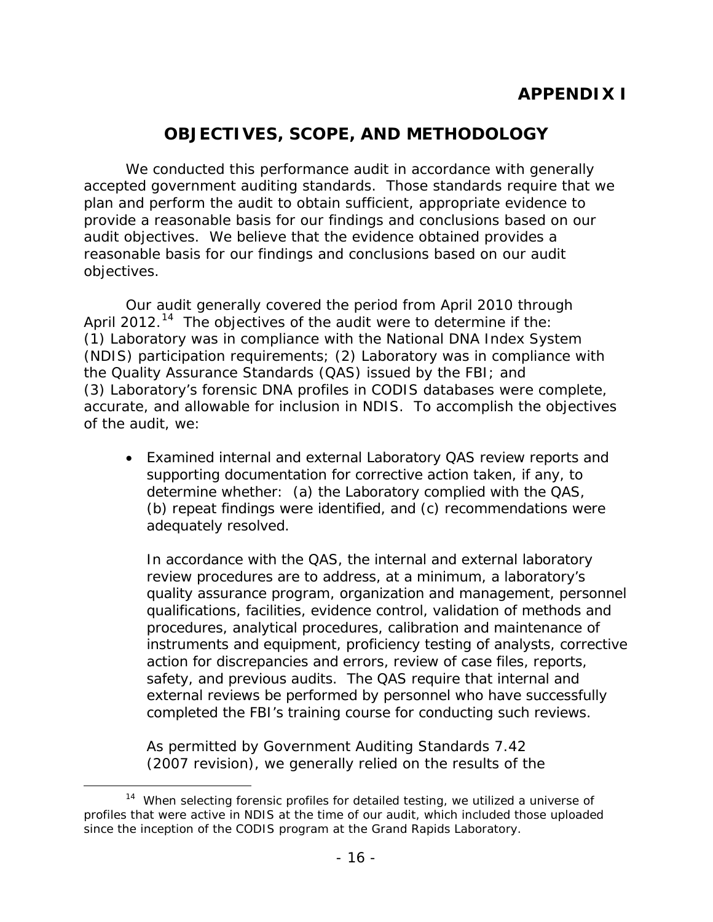# APPENDIX I

## OBJECTIVES, SCOPE, AND METHODOLOGY

We conducted this performance audit in accordance with generally accepted government auditing standards. Those standards require that we plan and perform the audit to obtain sufficient, appropriate evidence to provide a reasonable basis for our findings and conclusions based on our audit objectives. We believe that the evidence obtained provides a reasonable basis for our findings and conclusions based on our audit objectives.

Our audit generally covered the period from April 2010 through April 2012.[14] The objectives of the audit were to determine if the: (1) Laboratory was in compliance with the National DNA Index System (NDIS) participation requirements; (2) Laboratory was in compliance with the Quality Assurance Standards (QAS) issued by the FBI; and (3) Laboratory's forensic DNA profiles in CODIS databases were complete, accurate, and allowable for inclusion in NDIS. To accomplish the objectives of the audit, we:

- Examined internal and external Laboratory QAS review reports and supporting documentation for corrective action taken, if any, to determine whether: (a) the Laboratory complied with the QAS, (b) repeat findings were identified, and (c) recommendations were adequately resolved.

  In accordance with the QAS, the internal and external laboratory review procedures are to address, at a minimum, a laboratory's quality assurance program, organization and management, personnel qualifications, facilities, evidence control, validation of methods and procedures, analytical procedures, calibration and maintenance of instruments and equipment, proficiency testing of analysts, corrective action for discrepancies and errors, review of case files, reports, safety, and previous audits. The QAS require that internal and external reviews be performed by personnel who have successfully completed the FBI's training course for conducting such reviews.

  As permitted by Government Auditing Standards 7.42 (2007 revision), we generally relied on the results of the

---

[14] When selecting forensic profiles for detailed testing, we utilized a universe of profiles that were active in NDIS at the time of our audit, which included those uploaded since the inception of the CODIS program at the Grand Rapids Laboratory.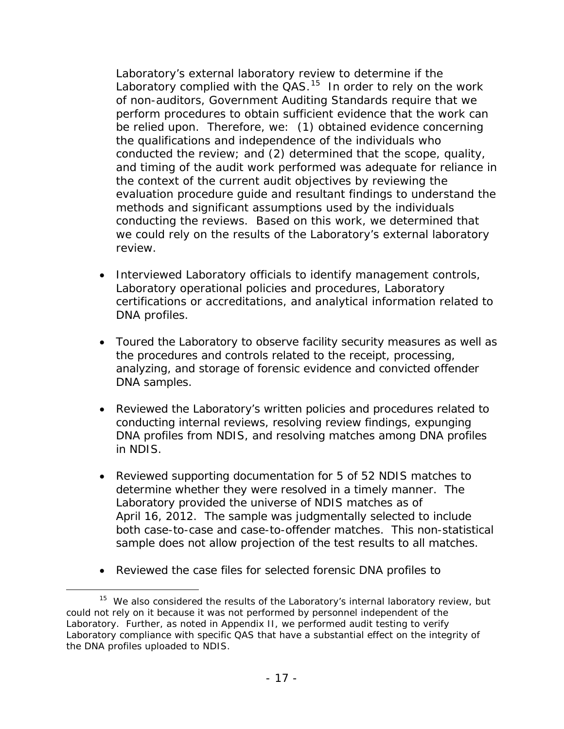Laboratory's external laboratory review to determine if the Laboratory complied with the QAS.[15] In order to rely on the work of non-auditors, Government Auditing Standards require that we perform procedures to obtain sufficient evidence that the work can be relied upon. Therefore, we: (1) obtained evidence concerning the qualifications and independence of the individuals who conducted the review; and (2) determined that the scope, quality, and timing of the audit work performed was adequate for reliance in the context of the current audit objectives by reviewing the evaluation procedure guide and resultant findings to understand the methods and significant assumptions used by the individuals conducting the reviews. Based on this work, we determined that we could rely on the results of the Laboratory's external laboratory review.

- Interviewed Laboratory officials to identify management controls, Laboratory operational policies and procedures, Laboratory certifications or accreditations, and analytical information related to DNA profiles.

- Toured the Laboratory to observe facility security measures as well as the procedures and controls related to the receipt, processing, analyzing, and storage of forensic evidence and convicted offender DNA samples.

- Reviewed the Laboratory's written policies and procedures related to conducting internal reviews, resolving review findings, expunging DNA profiles from NDIS, and resolving matches among DNA profiles in NDIS.

- Reviewed supporting documentation for 5 of 52 NDIS matches to determine whether they were resolved in a timely manner. The Laboratory provided the universe of NDIS matches as of April 16, 2012. The sample was judgmentally selected to include both case-to-case and case-to-offender matches. This non-statistical sample does not allow projection of the test results to all matches.

- Reviewed the case files for selected forensic DNA profiles to

[15] We also considered the results of the Laboratory's internal laboratory review, but could not rely on it because it was not performed by personnel independent of the Laboratory. Further, as noted in Appendix II, we performed audit testing to verify Laboratory compliance with specific QAS that have a substantial effect on the integrity of the DNA profiles uploaded to NDIS.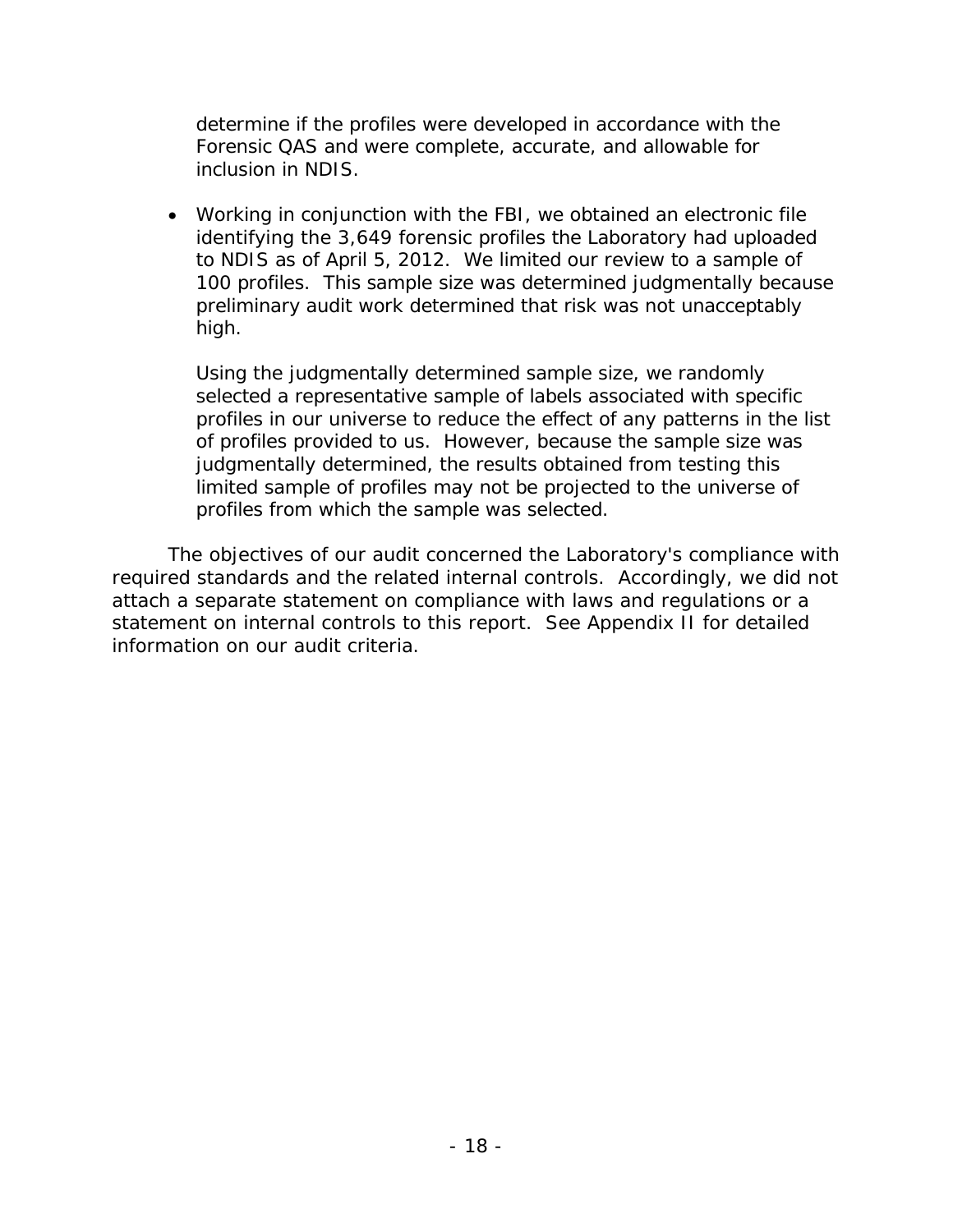determine if the profiles were developed in accordance with the Forensic QAS and were complete, accurate, and allowable for inclusion in NDIS.

- Working in conjunction with the FBI, we obtained an electronic file identifying the 3,649 forensic profiles the Laboratory had uploaded to NDIS as of April 5, 2012. We limited our review to a sample of 100 profiles. This sample size was determined judgmentally because preliminary audit work determined that risk was not unacceptably high.

  Using the judgmentally determined sample size, we randomly selected a representative sample of labels associated with specific profiles in our universe to reduce the effect of any patterns in the list of profiles provided to us. However, because the sample size was judgmentally determined, the results obtained from testing this limited sample of profiles may not be projected to the universe of profiles from which the sample was selected.

The objectives of our audit concerned the Laboratory's compliance with required standards and the related internal controls. Accordingly, we did not attach a separate statement on compliance with laws and regulations or a statement on internal controls to this report. See Appendix II for detailed information on our audit criteria.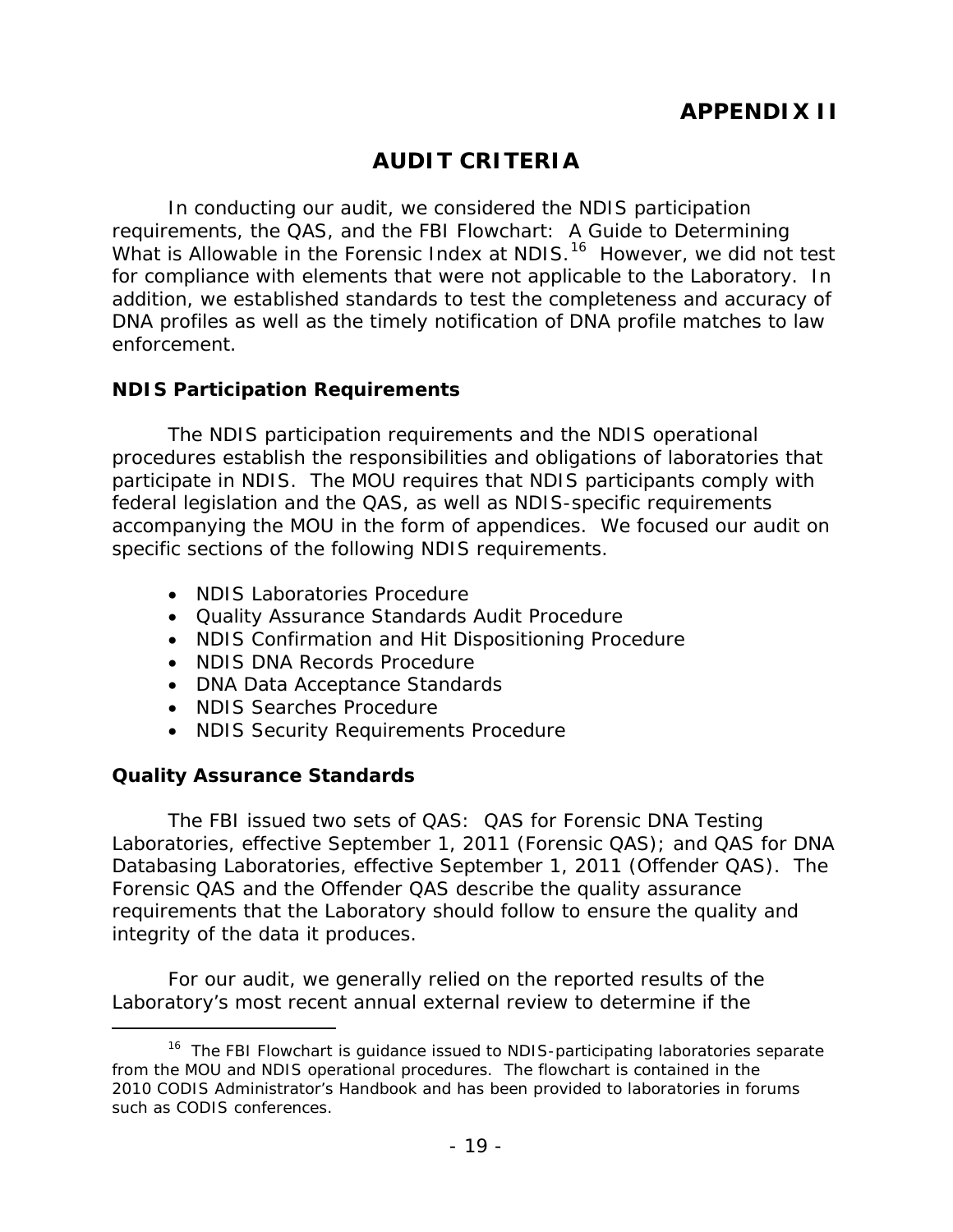# APPENDIX II

## AUDIT CRITERIA

In conducting our audit, we considered the NDIS participation requirements, the QAS, and the FBI Flowchart: A Guide to Determining What is Allowable in the Forensic Index at NDIS.[16] However, we did not test for compliance with elements that were not applicable to the Laboratory. In addition, we established standards to test the completeness and accuracy of DNA profiles as well as the timely notification of DNA profile matches to law enforcement.

### NDIS Participation Requirements

The NDIS participation requirements and the NDIS operational procedures establish the responsibilities and obligations of laboratories that participate in NDIS. The MOU requires that NDIS participants comply with federal legislation and the QAS, as well as NDIS-specific requirements accompanying the MOU in the form of appendices. We focused our audit on specific sections of the following NDIS requirements.

- NDIS Laboratories Procedure
- Quality Assurance Standards Audit Procedure
- NDIS Confirmation and Hit Dispositioning Procedure
- NDIS DNA Records Procedure
- DNA Data Acceptance Standards
- NDIS Searches Procedure
- NDIS Security Requirements Procedure

### Quality Assurance Standards

The FBI issued two sets of QAS: QAS for Forensic DNA Testing Laboratories, effective September 1, 2011 (Forensic QAS); and QAS for DNA Databasing Laboratories, effective September 1, 2011 (Offender QAS). The Forensic QAS and the Offender QAS describe the quality assurance requirements that the Laboratory should follow to ensure the quality and integrity of the data it produces.

For our audit, we generally relied on the reported results of the Laboratory's most recent annual external review to determine if the

[16] The FBI Flowchart is guidance issued to NDIS-participating laboratories separate from the MOU and NDIS operational procedures. The flowchart is contained in the 2010 CODIS Administrator's Handbook and has been provided to laboratories in forums such as CODIS conferences.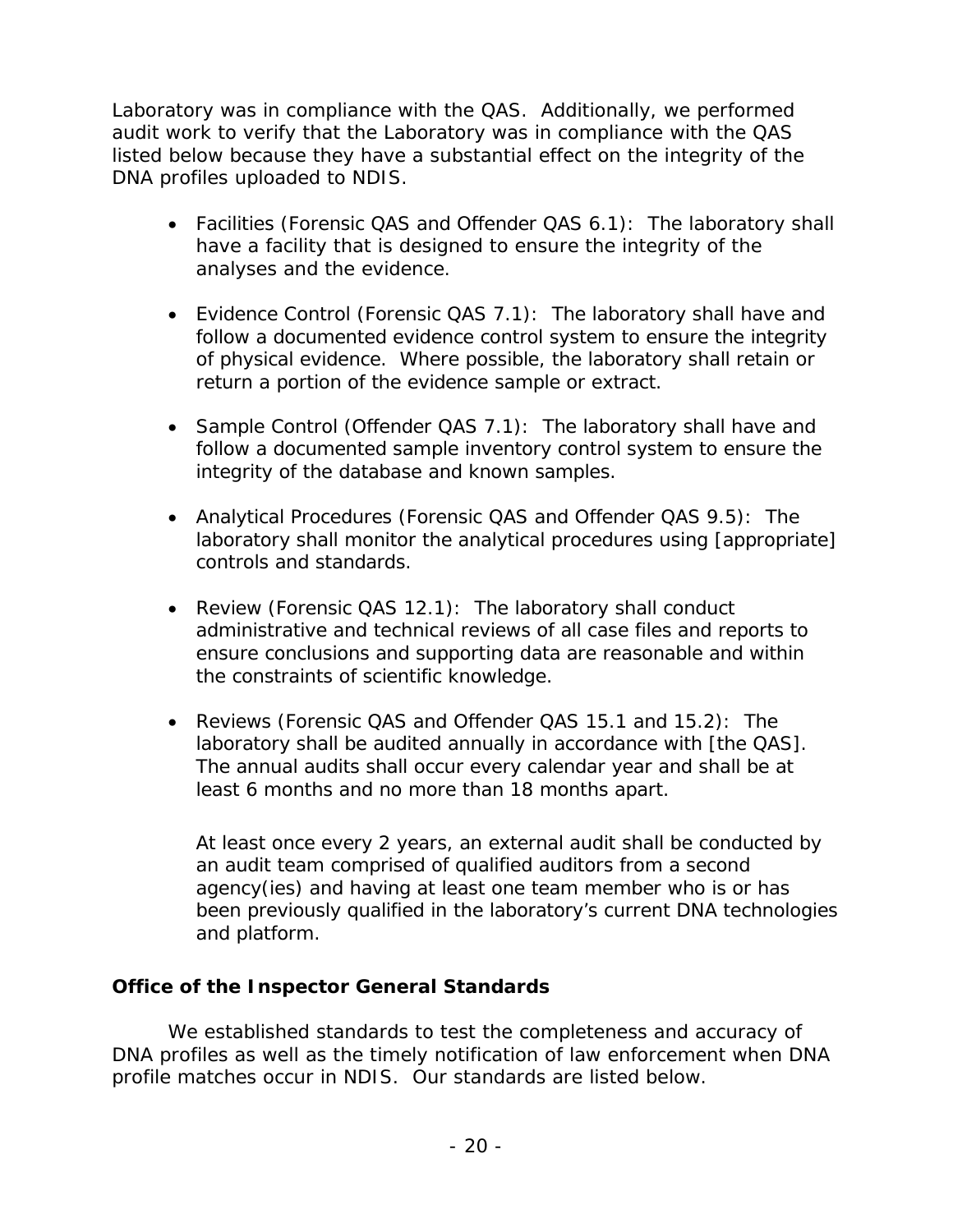Laboratory was in compliance with the QAS. Additionally, we performed audit work to verify that the Laboratory was in compliance with the QAS listed below because they have a substantial effect on the integrity of the DNA profiles uploaded to NDIS.

- Facilities (Forensic QAS and Offender QAS 6.1): The laboratory shall have a facility that is designed to ensure the integrity of the analyses and the evidence.

- Evidence Control (Forensic QAS 7.1): The laboratory shall have and follow a documented evidence control system to ensure the integrity of physical evidence. Where possible, the laboratory shall retain or return a portion of the evidence sample or extract.

- Sample Control (Offender QAS 7.1): The laboratory shall have and follow a documented sample inventory control system to ensure the integrity of the database and known samples.

- Analytical Procedures (Forensic QAS and Offender QAS 9.5): The laboratory shall monitor the analytical procedures using [appropriate] controls and standards.

- Review (Forensic QAS 12.1): The laboratory shall conduct administrative and technical reviews of all case files and reports to ensure conclusions and supporting data are reasonable and within the constraints of scientific knowledge.

- Reviews (Forensic QAS and Offender QAS 15.1 and 15.2): The laboratory shall be audited annually in accordance with [the QAS]. The annual audits shall occur every calendar year and shall be at least 6 months and no more than 18 months apart.

  At least once every 2 years, an external audit shall be conducted by an audit team comprised of qualified auditors from a second agency(ies) and having at least one team member who is or has been previously qualified in the laboratory's current DNA technologies and platform.

**Office of the Inspector General Standards**

We established standards to test the completeness and accuracy of DNA profiles as well as the timely notification of law enforcement when DNA profile matches occur in NDIS. Our standards are listed below.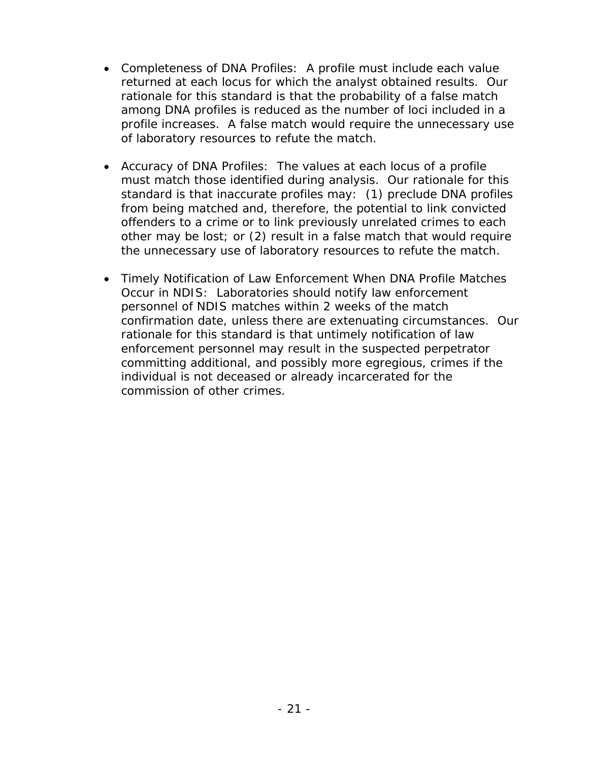- Completeness of DNA Profiles: A profile must include each value returned at each locus for which the analyst obtained results. Our rationale for this standard is that the probability of a false match among DNA profiles is reduced as the number of loci included in a profile increases. A false match would require the unnecessary use of laboratory resources to refute the match.

- Accuracy of DNA Profiles: The values at each locus of a profile must match those identified during analysis. Our rationale for this standard is that inaccurate profiles may: (1) preclude DNA profiles from being matched and, therefore, the potential to link convicted offenders to a crime or to link previously unrelated crimes to each other may be lost; or (2) result in a false match that would require the unnecessary use of laboratory resources to refute the match.

- Timely Notification of Law Enforcement When DNA Profile Matches Occur in NDIS: Laboratories should notify law enforcement personnel of NDIS matches within 2 weeks of the match confirmation date, unless there are extenuating circumstances. Our rationale for this standard is that untimely notification of law enforcement personnel may result in the suspected perpetrator committing additional, and possibly more egregious, crimes if the individual is not deceased or already incarcerated for the commission of other crimes.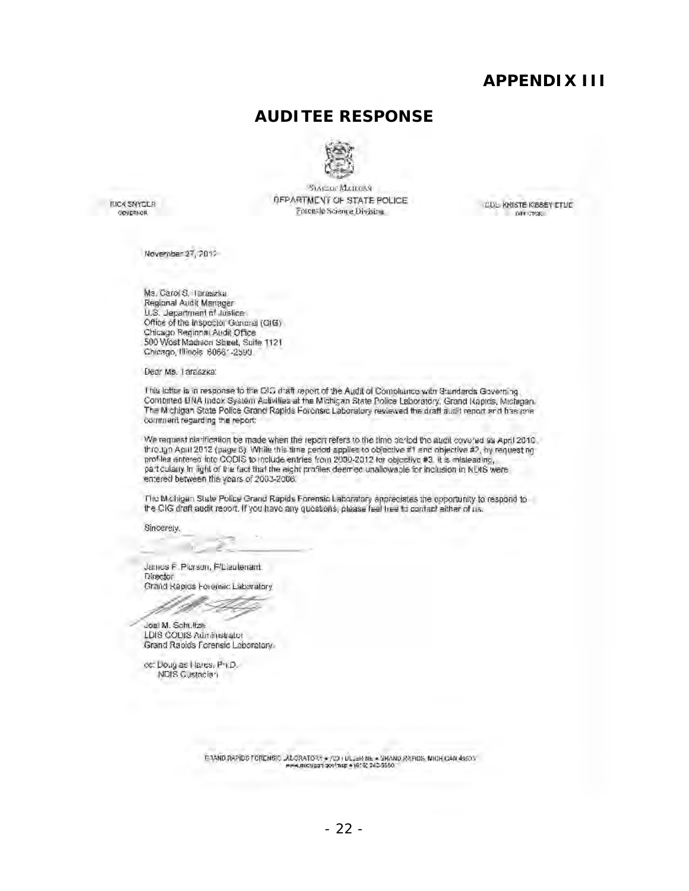# APPENDIX III

## AUDITEE RESPONSE

STATE OF MICHIGAN
DEPARTMENT OF STATE POLICE
Forensic Science Division

RICK SNYDER
GOVERNOR

COL. KRISTE KIBBEY ETUE
DIRECTOR

November 27, 2012

Ms. Carol S. Taraszka
Regional Audit Manager
U.S. Department of Justice
Office of the Inspector General (OIG)
Chicago Regional Audit Office
500 West Madison Street, Suite 1121
Chicago, Illinois 60661-2590

Dear Ms. Taraszka:

This letter is in response to the OIG draft report of the Audit of Compliance with Standards Governing Combined DNA Index System Activities at the Michigan State Police Laboratory, Grand Rapids, Michigan. The Michigan State Police Grand Rapids Forensic Laboratory reviewed the draft audit report and has one comment regarding the report:

We request clarification be made when the report refers to the time period the audit covered as April 2010 through April 2012 (page 5). While this time period applies to objective #1 and objective #2, by requesting profiles entered into CODIS to include entries from 2000-2012 for objective #3, it is misleading, particularly in light of the fact that the eight profiles deemed unallowable for inclusion in NDIS were entered between the years of 2003-2006.

The Michigan State Police Grand Rapids Forensic Laboratory appreciates the opportunity to respond to the OIG draft audit report. If you have any questions, please feel free to contact either of us.

Sincerely,

James F. Pierson, F/Lieutenant
Director
Grand Rapids Forensic Laboratory

Joel M. Schultze
LDIS CODIS Administrator
Grand Rapids Forensic Laboratory

cc: Douglas Hares, Ph.D.
NDIS Custodian

GRAND RAPIDS FORENSIC LABORATORY • 720 FULLER NE • GRAND RAPIDS, MICHIGAN 49503
www.michigan.gov/msp • (616) 242-6550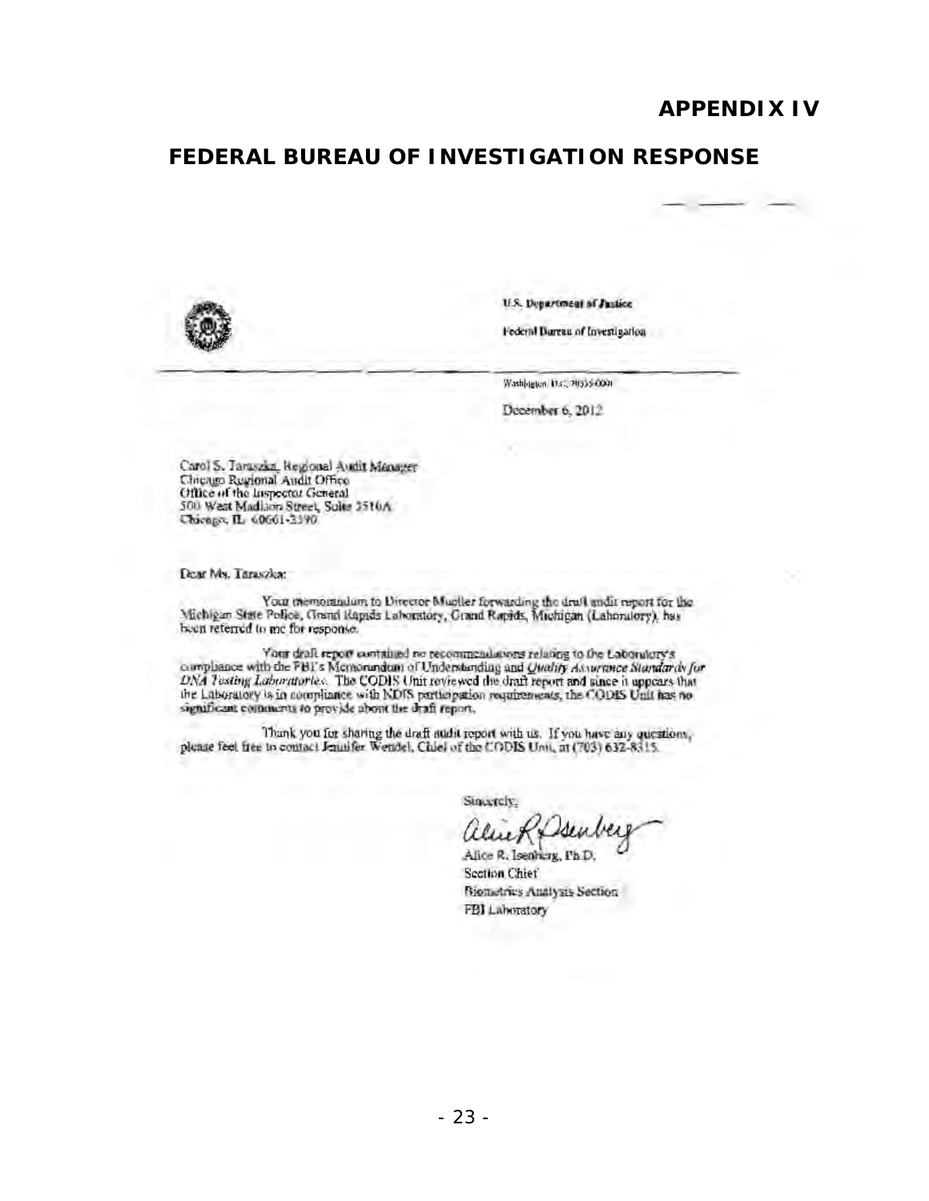# APPENDIX IV

## FEDERAL BUREAU OF INVESTIGATION RESPONSE

U.S. Department of Justice

Federal Bureau of Investigation

Washington, D.C. 20535-0001

December 6, 2012

Carol S. Taraszka, Regional Audit Manager
Chicago Regional Audit Office
Office of the Inspector General
500 West Madison Street, Suite 3510A
Chicago, IL 60661-2590

Dear Ms. Taraszka:

Your memorandum to Director Mueller forwarding the draft audit report for the Michigan State Police, Grand Rapids Laboratory, Grand Rapids, Michigan (Laboratory), has been referred to me for response.

Your draft report contained no recommendations relating to the Laboratory's compliance with the FBI's Memorandum of Understanding and *Quality Assurance Standards for DNA Testing Laboratories*. The CODIS Unit reviewed the draft report and since it appears that the Laboratory is in compliance with NDIS participation requirements, the CODIS Unit has no significant comments to provide about the draft report.

Thank you for sharing the draft audit report with us. If you have any questions, please feel free to contact Jennifer Wendel, Chief of the CODIS Unit, at (703) 632-8315.

Sincerely,

Alice R. Isenberg, Ph.D.
Section Chief
Biometrics Analysis Section
FBI Laboratory